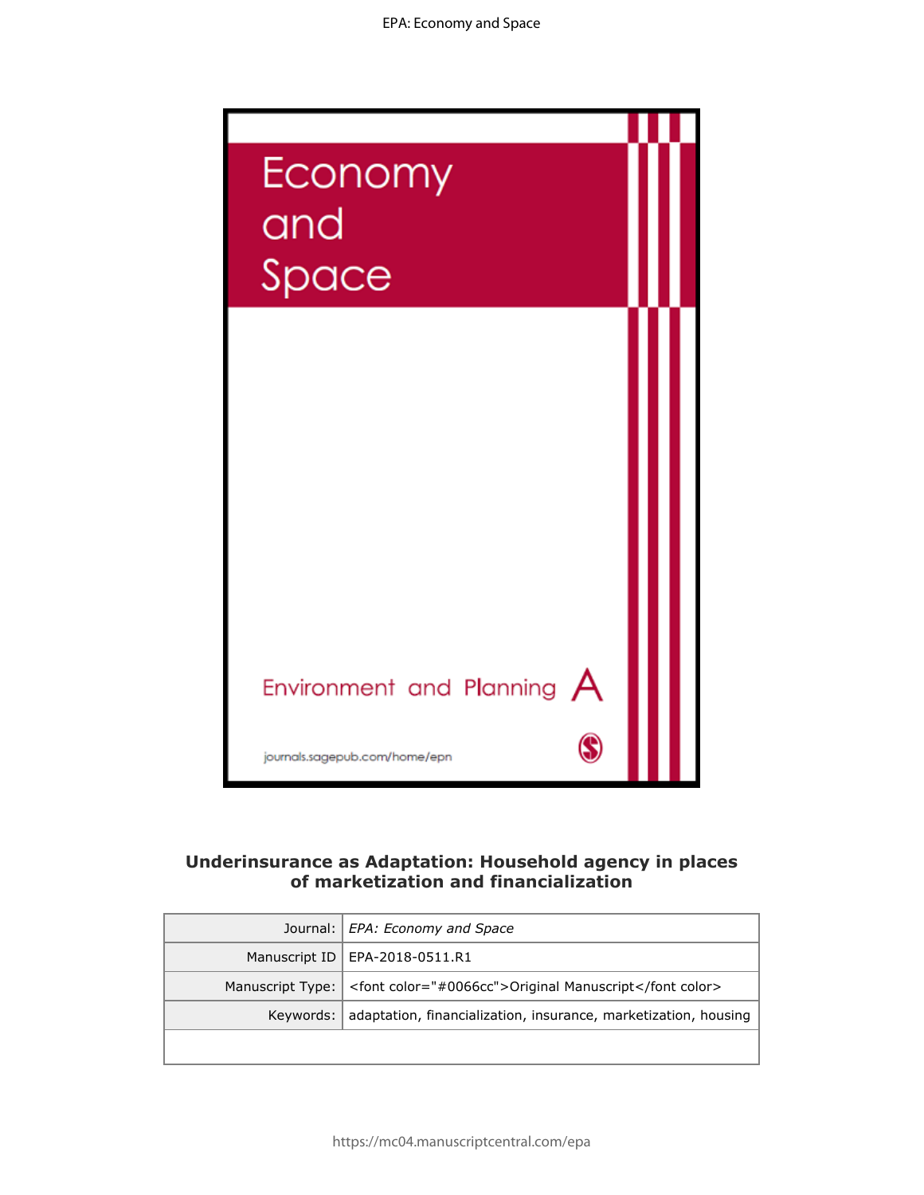# Underinsurance as Adaptation: Household agency in places of marketization and financialization

| Journal: | *EPA: Economy and Space* |
|---|---|
| Manuscript ID | EPA-2018-0511.R1 |
| Manuscript Type: | <font color="#0066cc">Original Manuscript</font color> |
| Keywords: | adaptation, financialization, insurance, marketization, housing |
| | |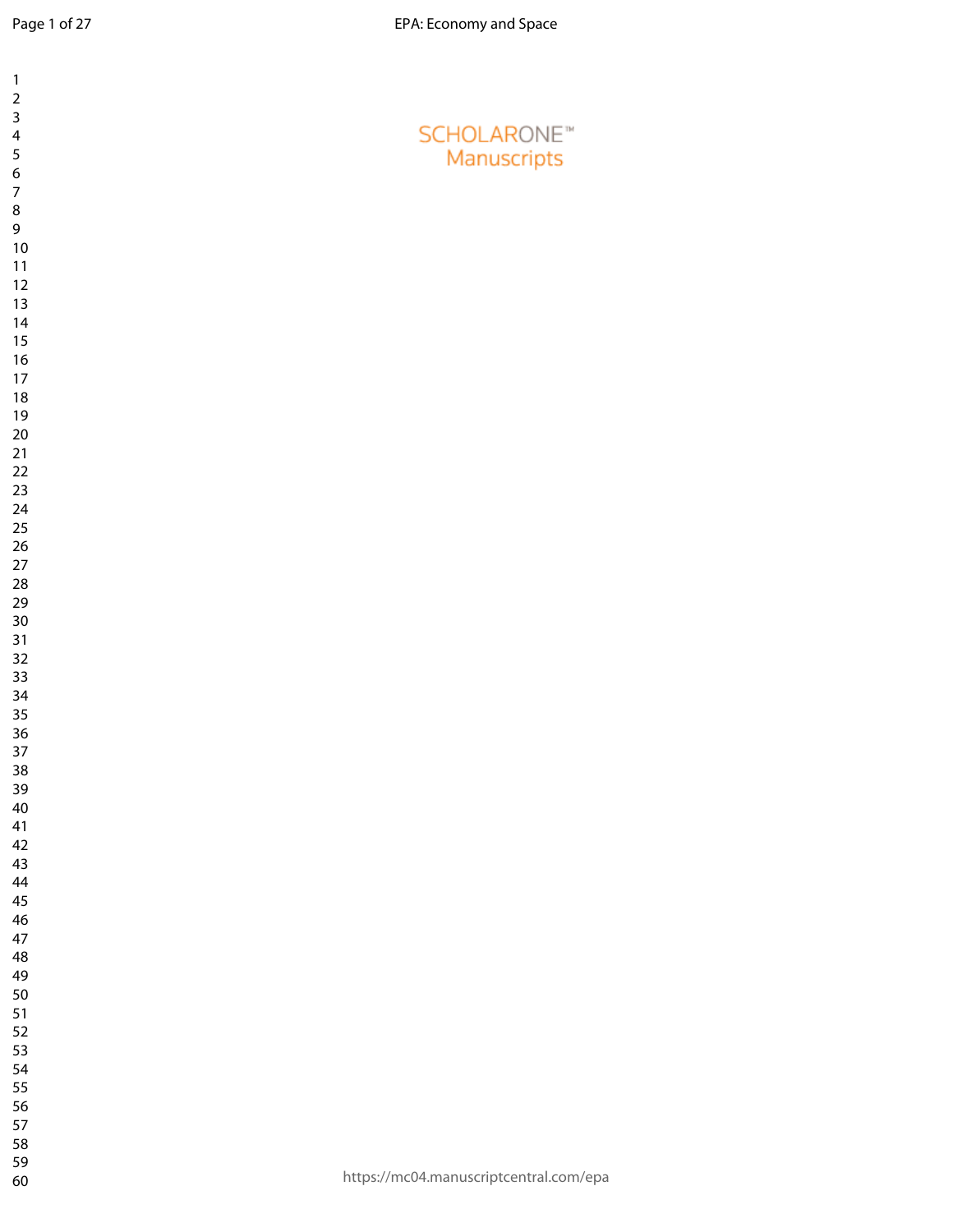SCHOLARONE™
Manuscripts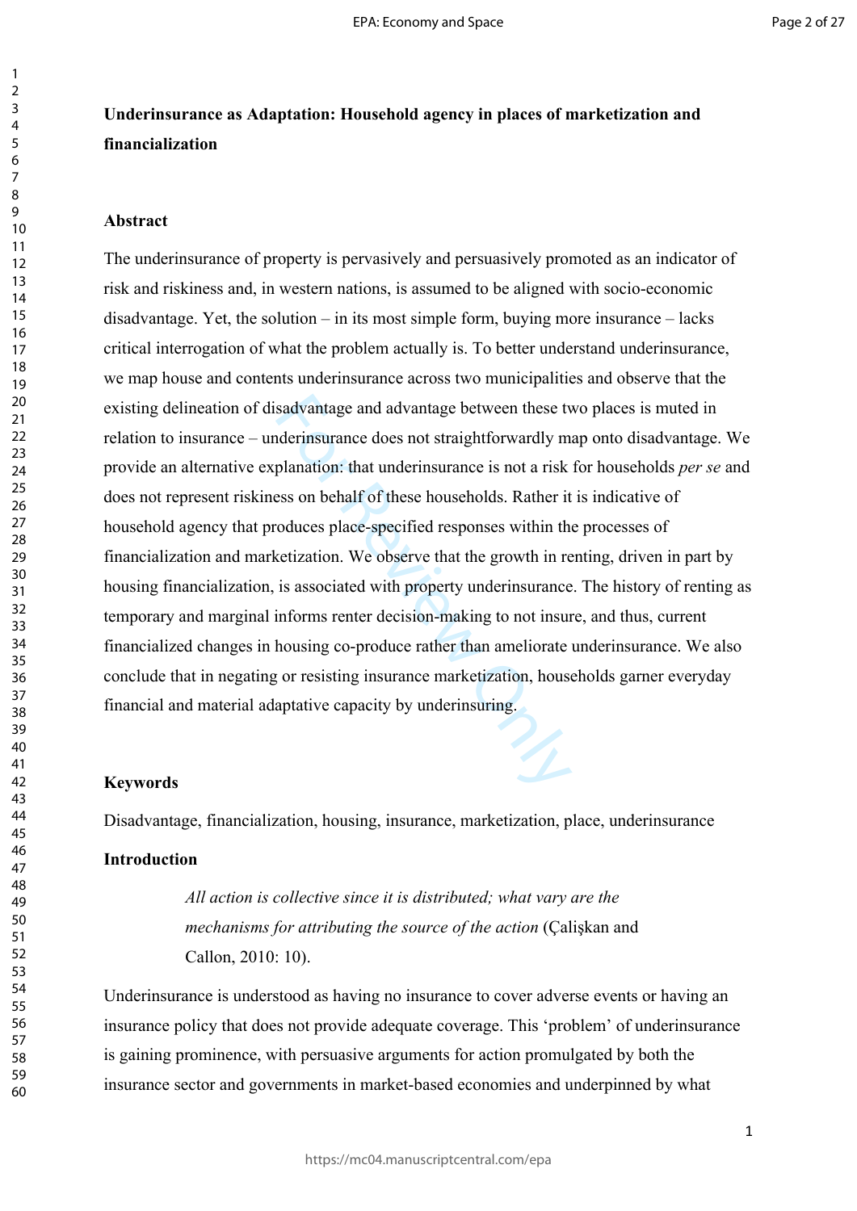**Underinsurance as Adaptation: Household agency in places of marketization and financialization**

**Abstract**

The underinsurance of property is pervasively and persuasively promoted as an indicator of risk and riskiness and, in western nations, is assumed to be aligned with socio-economic disadvantage. Yet, the solution – in its most simple form, buying more insurance – lacks critical interrogation of what the problem actually is. To better understand underinsurance, we map house and contents underinsurance across two municipalities and observe that the existing delineation of disadvantage and advantage between these two places is muted in relation to insurance – underinsurance does not straightforwardly map onto disadvantage. We provide an alternative explanation: that underinsurance is not a risk for households *per se* and does not represent riskiness on behalf of these households. Rather it is indicative of household agency that produces place-specified responses within the processes of financialization and marketization. We observe that the growth in renting, driven in part by housing financialization, is associated with property underinsurance. The history of renting as temporary and marginal informs renter decision-making to not insure, and thus, current financialized changes in housing co-produce rather than ameliorate underinsurance. We also conclude that in negating or resisting insurance marketization, households garner everyday financial and material adaptative capacity by underinsuring.

**Keywords**

Disadvantage, financialization, housing, insurance, marketization, place, underinsurance

**Introduction**

> *All action is collective since it is distributed; what vary are the mechanisms for attributing the source of the action* (Çalişkan and Callon, 2010: 10).

Underinsurance is understood as having no insurance to cover adverse events or having an insurance policy that does not provide adequate coverage. This 'problem' of underinsurance is gaining prominence, with persuasive arguments for action promulgated by both the insurance sector and governments in market-based economies and underpinned by what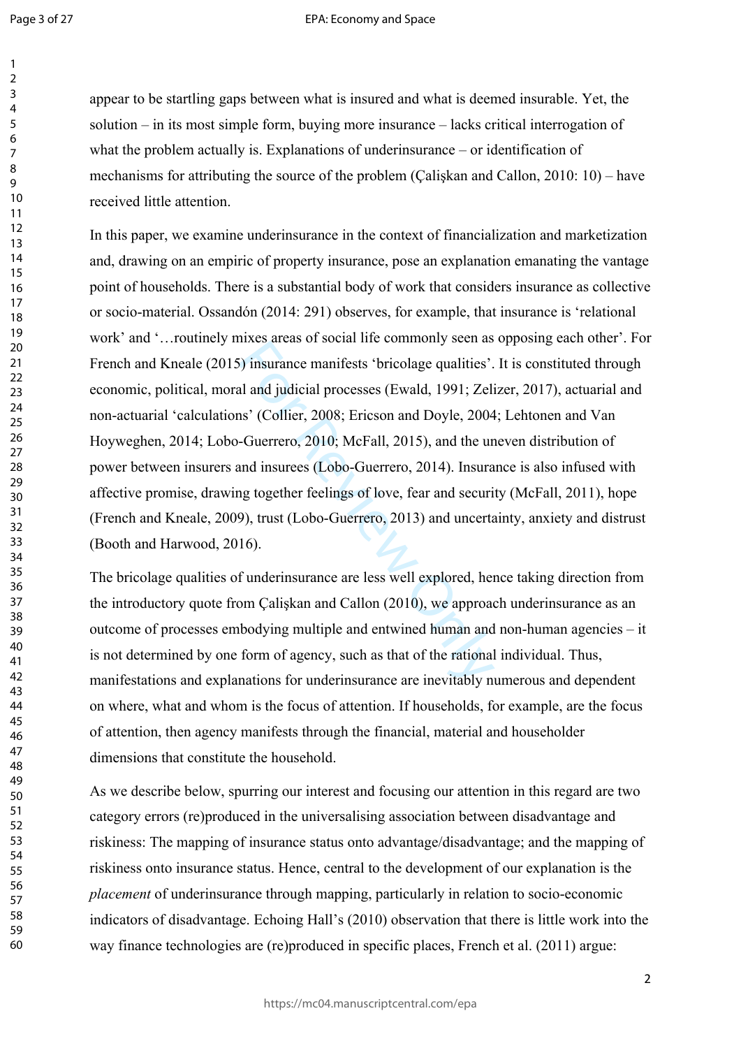appear to be startling gaps between what is insured and what is deemed insurable. Yet, the solution – in its most simple form, buying more insurance – lacks critical interrogation of what the problem actually is. Explanations of underinsurance – or identification of mechanisms for attributing the source of the problem (Çalişkan and Callon, 2010: 10) – have received little attention.

In this paper, we examine underinsurance in the context of financialization and marketization and, drawing on an empiric of property insurance, pose an explanation emanating the vantage point of households. There is a substantial body of work that considers insurance as collective or socio-material. Ossandón (2014: 291) observes, for example, that insurance is 'relational work' and '…routinely mixes areas of social life commonly seen as opposing each other'. For French and Kneale (2015) insurance manifests 'bricolage qualities'. It is constituted through economic, political, moral and judicial processes (Ewald, 1991; Zelizer, 2017), actuarial and non-actuarial 'calculations' (Collier, 2008; Ericson and Doyle, 2004; Lehtonen and Van Hoyweghen, 2014; Lobo-Guerrero, 2010; McFall, 2015), and the uneven distribution of power between insurers and insurees (Lobo-Guerrero, 2014). Insurance is also infused with affective promise, drawing together feelings of love, fear and security (McFall, 2011), hope (French and Kneale, 2009), trust (Lobo-Guerrero, 2013) and uncertainty, anxiety and distrust (Booth and Harwood, 2016).

The bricolage qualities of underinsurance are less well explored, hence taking direction from the introductory quote from Çalişkan and Callon (2010), we approach underinsurance as an outcome of processes embodying multiple and entwined human and non-human agencies – it is not determined by one form of agency, such as that of the rational individual. Thus, manifestations and explanations for underinsurance are inevitably numerous and dependent on where, what and whom is the focus of attention. If households, for example, are the focus of attention, then agency manifests through the financial, material and householder dimensions that constitute the household.

As we describe below, spurring our interest and focusing our attention in this regard are two category errors (re)produced in the universalising association between disadvantage and riskiness: The mapping of insurance status onto advantage/disadvantage; and the mapping of riskiness onto insurance status. Hence, central to the development of our explanation is the *placement* of underinsurance through mapping, particularly in relation to socio-economic indicators of disadvantage. Echoing Hall's (2010) observation that there is little work into the way finance technologies are (re)produced in specific places, French et al. (2011) argue: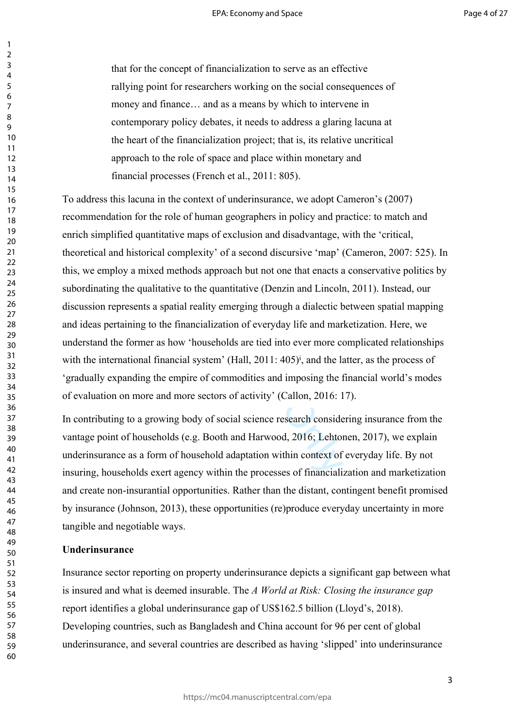> that for the concept of financialization to serve as an effective rallying point for researchers working on the social consequences of money and finance… and as a means by which to intervene in contemporary policy debates, it needs to address a glaring lacuna at the heart of the financialization project; that is, its relative uncritical approach to the role of space and place within monetary and financial processes (French et al., 2011: 805).

To address this lacuna in the context of underinsurance, we adopt Cameron's (2007) recommendation for the role of human geographers in policy and practice: to match and enrich simplified quantitative maps of exclusion and disadvantage, with the 'critical, theoretical and historical complexity' of a second discursive 'map' (Cameron, 2007: 525). In this, we employ a mixed methods approach but not one that enacts a conservative politics by subordinating the qualitative to the quantitative (Denzin and Lincoln, 2011). Instead, our discussion represents a spatial reality emerging through a dialectic between spatial mapping and ideas pertaining to the financialization of everyday life and marketization. Here, we understand the former as how 'households are tied into ever more complicated relationships with the international financial system' (Hall, 2011: 405)[i], and the latter, as the process of 'gradually expanding the empire of commodities and imposing the financial world's modes of evaluation on more and more sectors of activity' (Callon, 2016: 17).

In contributing to a growing body of social science research considering insurance from the vantage point of households (e.g. Booth and Harwood, 2016; Lehtonen, 2017), we explain underinsurance as a form of household adaptation within context of everyday life. By not insuring, households exert agency within the processes of financialization and marketization and create non-insurantial opportunities. Rather than the distant, contingent benefit promised by insurance (Johnson, 2013), these opportunities (re)produce everyday uncertainty in more tangible and negotiable ways.

## Underinsurance

Insurance sector reporting on property underinsurance depicts a significant gap between what is insured and what is deemed insurable. The *A World at Risk: Closing the insurance gap* report identifies a global underinsurance gap of US$162.5 billion (Lloyd's, 2018). Developing countries, such as Bangladesh and China account for 96 per cent of global underinsurance, and several countries are described as having 'slipped' into underinsurance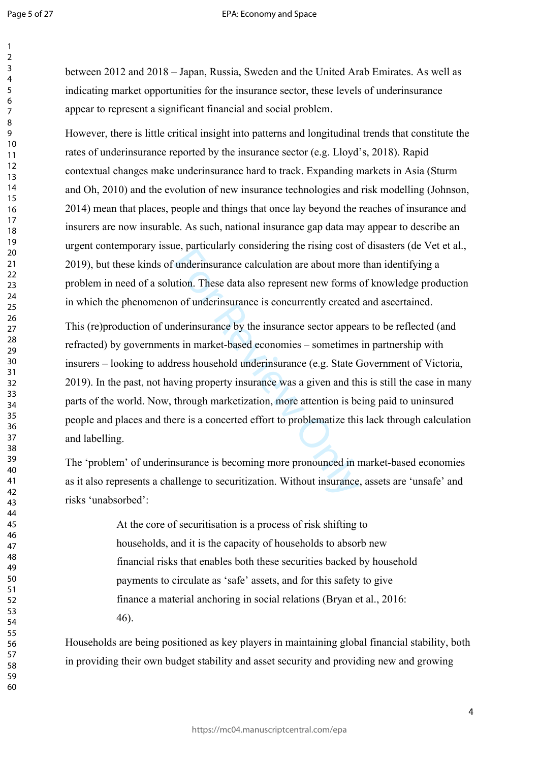between 2012 and 2018 – Japan, Russia, Sweden and the United Arab Emirates. As well as indicating market opportunities for the insurance sector, these levels of underinsurance appear to represent a significant financial and social problem.

However, there is little critical insight into patterns and longitudinal trends that constitute the rates of underinsurance reported by the insurance sector (e.g. Lloyd's, 2018). Rapid contextual changes make underinsurance hard to track. Expanding markets in Asia (Sturm and Oh, 2010) and the evolution of new insurance technologies and risk modelling (Johnson, 2014) mean that places, people and things that once lay beyond the reaches of insurance and insurers are now insurable. As such, national insurance gap data may appear to describe an urgent contemporary issue, particularly considering the rising cost of disasters (de Vet et al., 2019), but these kinds of underinsurance calculation are about more than identifying a problem in need of a solution. These data also represent new forms of knowledge production in which the phenomenon of underinsurance is concurrently created and ascertained.

This (re)production of underinsurance by the insurance sector appears to be reflected (and refracted) by governments in market-based economies – sometimes in partnership with insurers – looking to address household underinsurance (e.g. State Government of Victoria, 2019). In the past, not having property insurance was a given and this is still the case in many parts of the world. Now, through marketization, more attention is being paid to uninsured people and places and there is a concerted effort to problematize this lack through calculation and labelling.

The 'problem' of underinsurance is becoming more pronounced in market-based economies as it also represents a challenge to securitization. Without insurance, assets are 'unsafe' and risks 'unabsorbed':

> At the core of securitisation is a process of risk shifting to households, and it is the capacity of households to absorb new financial risks that enables both these securities backed by household payments to circulate as 'safe' assets, and for this safety to give finance a material anchoring in social relations (Bryan et al., 2016: 46).

Households are being positioned as key players in maintaining global financial stability, both in providing their own budget stability and asset security and providing new and growing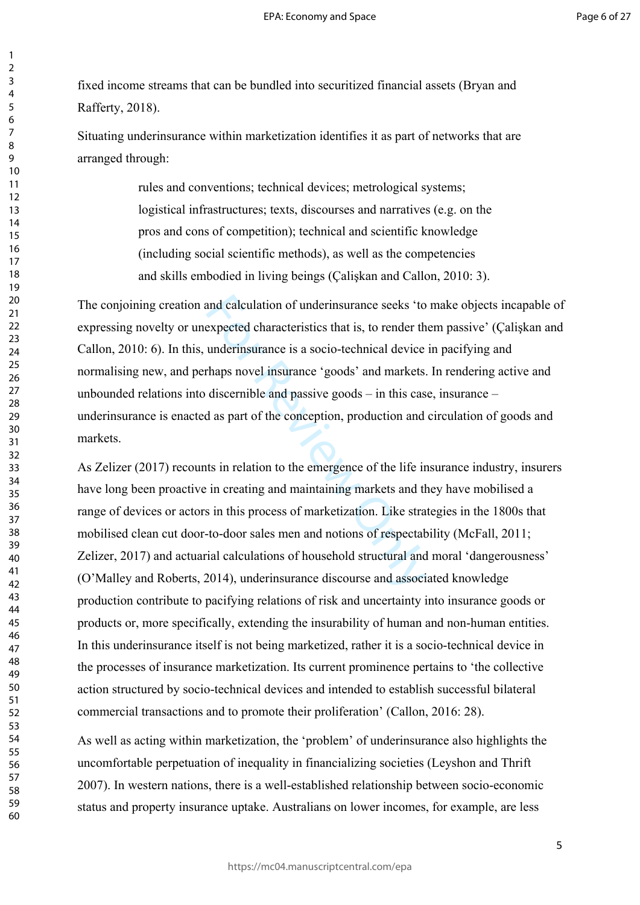fixed income streams that can be bundled into securitized financial assets (Bryan and Rafferty, 2018).

Situating underinsurance within marketization identifies it as part of networks that are arranged through:

> rules and conventions; technical devices; metrological systems; logistical infrastructures; texts, discourses and narratives (e.g. on the pros and cons of competition); technical and scientific knowledge (including social scientific methods), as well as the competencies and skills embodied in living beings (Çalişkan and Callon, 2010: 3).

The conjoining creation and calculation of underinsurance seeks 'to make objects incapable of expressing novelty or unexpected characteristics that is, to render them passive' (Çalişkan and Callon, 2010: 6). In this, underinsurance is a socio-technical device in pacifying and normalising new, and perhaps novel insurance 'goods' and markets. In rendering active and unbounded relations into discernible and passive goods – in this case, insurance – underinsurance is enacted as part of the conception, production and circulation of goods and markets.

As Zelizer (2017) recounts in relation to the emergence of the life insurance industry, insurers have long been proactive in creating and maintaining markets and they have mobilised a range of devices or actors in this process of marketization. Like strategies in the 1800s that mobilised clean cut door-to-door sales men and notions of respectability (McFall, 2011; Zelizer, 2017) and actuarial calculations of household structural and moral 'dangerousness' (O'Malley and Roberts, 2014), underinsurance discourse and associated knowledge production contribute to pacifying relations of risk and uncertainty into insurance goods or products or, more specifically, extending the insurability of human and non-human entities. In this underinsurance itself is not being marketized, rather it is a socio-technical device in the processes of insurance marketization. Its current prominence pertains to 'the collective action structured by socio-technical devices and intended to establish successful bilateral commercial transactions and to promote their proliferation' (Callon, 2016: 28).

As well as acting within marketization, the 'problem' of underinsurance also highlights the uncomfortable perpetuation of inequality in financializing societies (Leyshon and Thrift 2007). In western nations, there is a well-established relationship between socio-economic status and property insurance uptake. Australians on lower incomes, for example, are less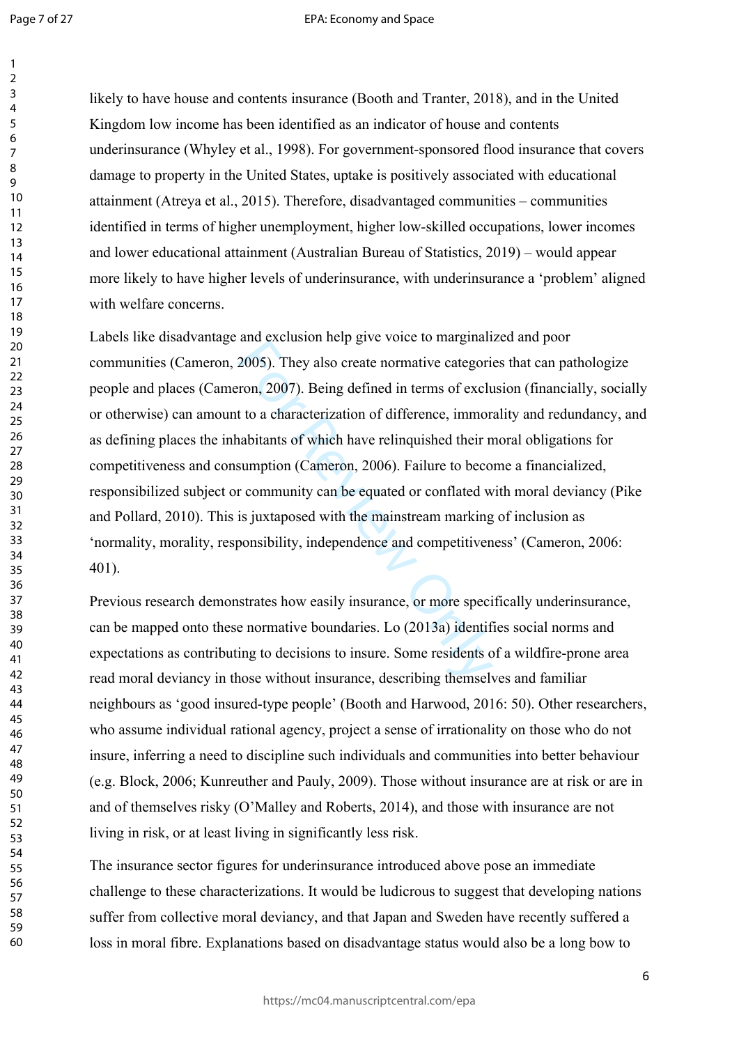likely to have house and contents insurance (Booth and Tranter, 2018), and in the United Kingdom low income has been identified as an indicator of house and contents underinsurance (Whyley et al., 1998). For government-sponsored flood insurance that covers damage to property in the United States, uptake is positively associated with educational attainment (Atreya et al., 2015). Therefore, disadvantaged communities – communities identified in terms of higher unemployment, higher low-skilled occupations, lower incomes and lower educational attainment (Australian Bureau of Statistics, 2019) – would appear more likely to have higher levels of underinsurance, with underinsurance a 'problem' aligned with welfare concerns.

Labels like disadvantage and exclusion help give voice to marginalized and poor communities (Cameron, 2005). They also create normative categories that can pathologize people and places (Cameron, 2007). Being defined in terms of exclusion (financially, socially or otherwise) can amount to a characterization of difference, immorality and redundancy, and as defining places the inhabitants of which have relinquished their moral obligations for competitiveness and consumption (Cameron, 2006). Failure to become a financialized, responsibilized subject or community can be equated or conflated with moral deviancy (Pike and Pollard, 2010). This is juxtaposed with the mainstream marking of inclusion as 'normality, morality, responsibility, independence and competitiveness' (Cameron, 2006: 401).

Previous research demonstrates how easily insurance, or more specifically underinsurance, can be mapped onto these normative boundaries. Lo (2013a) identifies social norms and expectations as contributing to decisions to insure. Some residents of a wildfire-prone area read moral deviancy in those without insurance, describing themselves and familiar neighbours as 'good insured-type people' (Booth and Harwood, 2016: 50). Other researchers, who assume individual rational agency, project a sense of irrationality on those who do not insure, inferring a need to discipline such individuals and communities into better behaviour (e.g. Block, 2006; Kunreuther and Pauly, 2009). Those without insurance are at risk or are in and of themselves risky (O'Malley and Roberts, 2014), and those with insurance are not living in risk, or at least living in significantly less risk.

The insurance sector figures for underinsurance introduced above pose an immediate challenge to these characterizations. It would be ludicrous to suggest that developing nations suffer from collective moral deviancy, and that Japan and Sweden have recently suffered a loss in moral fibre. Explanations based on disadvantage status would also be a long bow to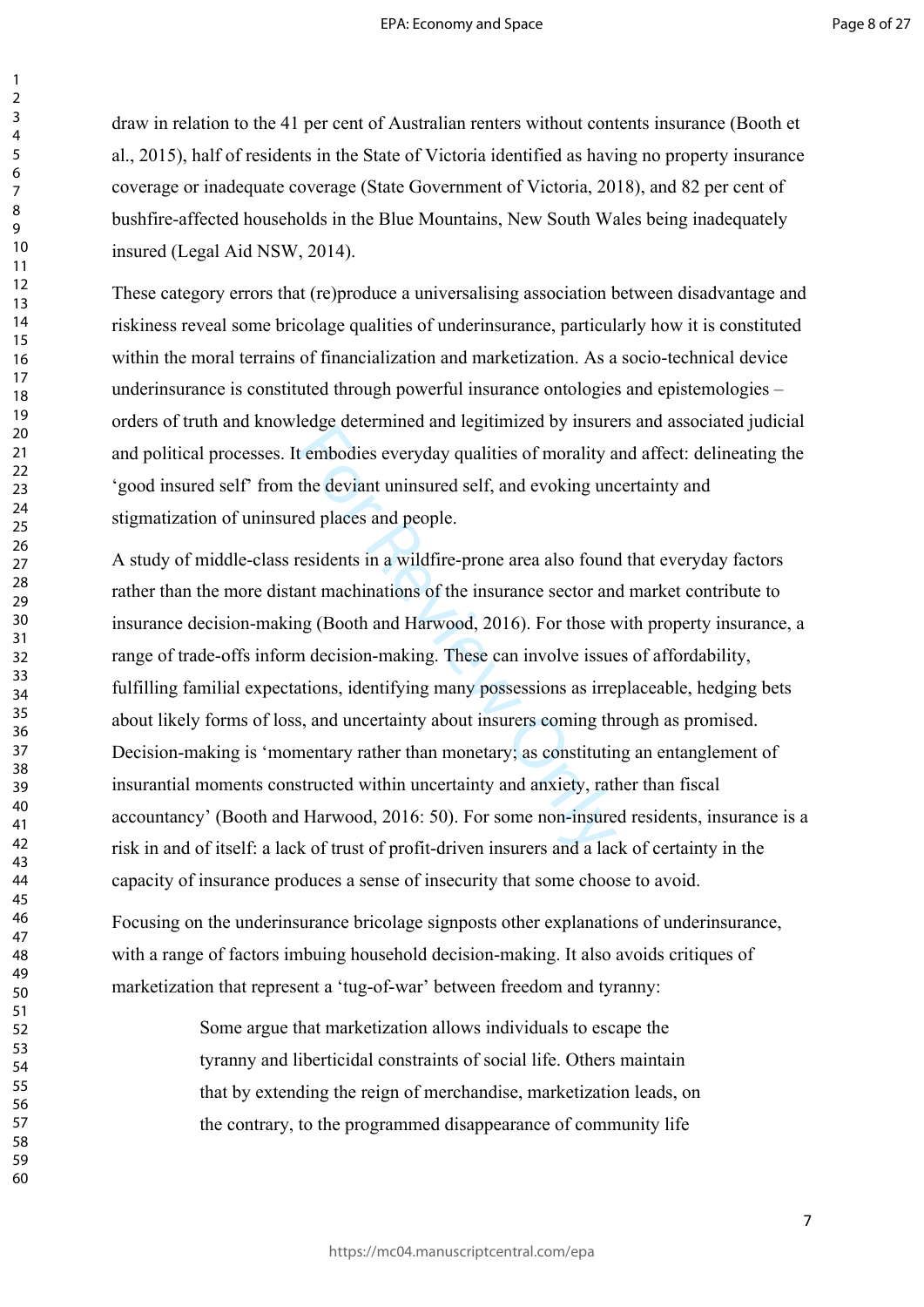draw in relation to the 41 per cent of Australian renters without contents insurance (Booth et al., 2015), half of residents in the State of Victoria identified as having no property insurance coverage or inadequate coverage (State Government of Victoria, 2018), and 82 per cent of bushfire-affected households in the Blue Mountains, New South Wales being inadequately insured (Legal Aid NSW, 2014).

These category errors that (re)produce a universalising association between disadvantage and riskiness reveal some bricolage qualities of underinsurance, particularly how it is constituted within the moral terrains of financialization and marketization. As a socio-technical device underinsurance is constituted through powerful insurance ontologies and epistemologies – orders of truth and knowledge determined and legitimized by insurers and associated judicial and political processes. It embodies everyday qualities of morality and affect: delineating the 'good insured self' from the deviant uninsured self, and evoking uncertainty and stigmatization of uninsured places and people.

A study of middle-class residents in a wildfire-prone area also found that everyday factors rather than the more distant machinations of the insurance sector and market contribute to insurance decision-making (Booth and Harwood, 2016). For those with property insurance, a range of trade-offs inform decision-making. These can involve issues of affordability, fulfilling familial expectations, identifying many possessions as irreplaceable, hedging bets about likely forms of loss, and uncertainty about insurers coming through as promised. Decision-making is 'momentary rather than monetary; as constituting an entanglement of insurantial moments constructed within uncertainty and anxiety, rather than fiscal accountancy' (Booth and Harwood, 2016: 50). For some non-insured residents, insurance is a risk in and of itself: a lack of trust of profit-driven insurers and a lack of certainty in the capacity of insurance produces a sense of insecurity that some choose to avoid.

Focusing on the underinsurance bricolage signposts other explanations of underinsurance, with a range of factors imbuing household decision-making. It also avoids critiques of marketization that represent a 'tug-of-war' between freedom and tyranny:

> Some argue that marketization allows individuals to escape the tyranny and liberticidal constraints of social life. Others maintain that by extending the reign of merchandise, marketization leads, on the contrary, to the programmed disappearance of community life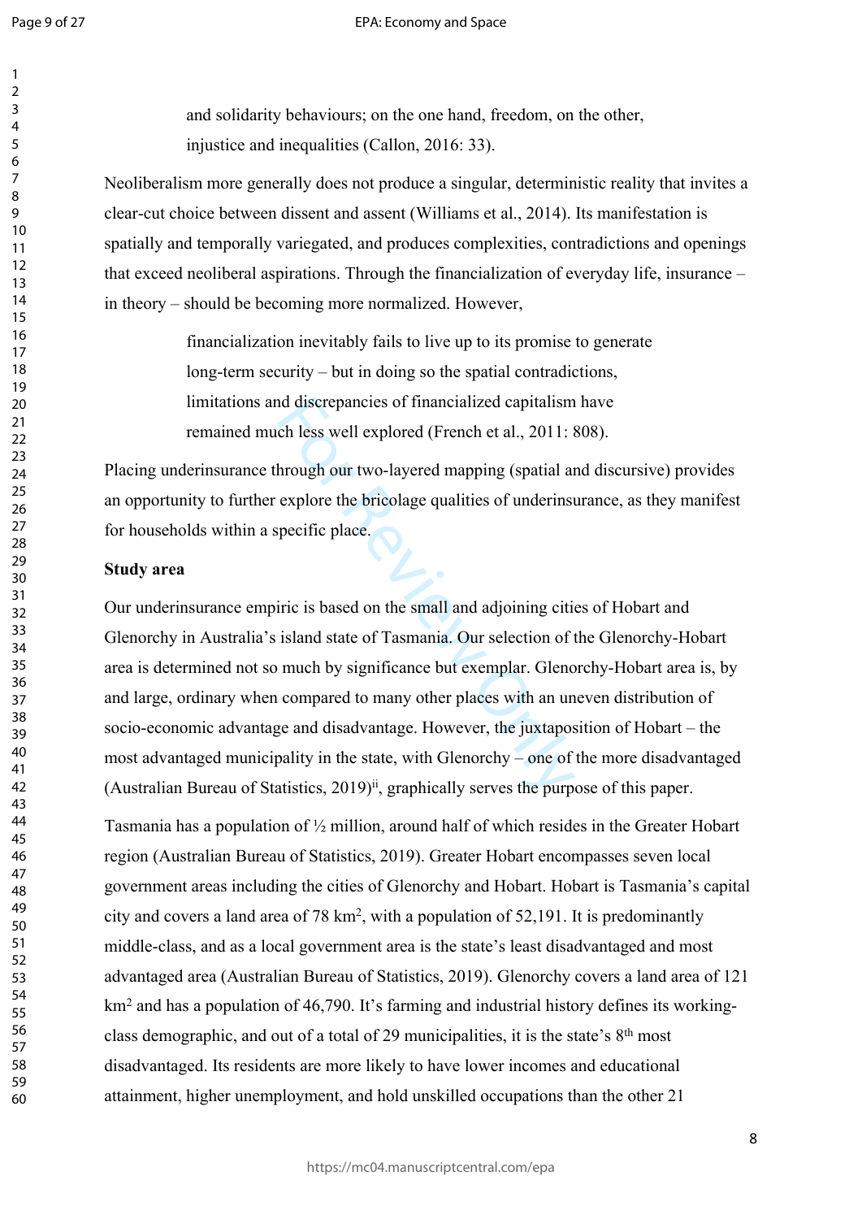and solidarity behaviours; on the one hand, freedom, on the other, injustice and inequalities (Callon, 2016: 33).

Neoliberalism more generally does not produce a singular, deterministic reality that invites a clear-cut choice between dissent and assent (Williams et al., 2014). Its manifestation is spatially and temporally variegated, and produces complexities, contradictions and openings that exceed neoliberal aspirations. Through the financialization of everyday life, insurance – in theory – should be becoming more normalized. However,

> financialization inevitably fails to live up to its promise to generate long-term security – but in doing so the spatial contradictions, limitations and discrepancies of financialized capitalism have remained much less well explored (French et al., 2011: 808).

Placing underinsurance through our two-layered mapping (spatial and discursive) provides an opportunity to further explore the bricolage qualities of underinsurance, as they manifest for households within a specific place.

**Study area**

Our underinsurance empiric is based on the small and adjoining cities of Hobart and Glenorchy in Australia's island state of Tasmania. Our selection of the Glenorchy-Hobart area is determined not so much by significance but exemplar. Glenorchy-Hobart area is, by and large, ordinary when compared to many other places with an uneven distribution of socio-economic advantage and disadvantage. However, the juxtaposition of Hobart – the most advantaged municipality in the state, with Glenorchy – one of the more disadvantaged (Australian Bureau of Statistics, 2019)[ii], graphically serves the purpose of this paper.

Tasmania has a population of ½ million, around half of which resides in the Greater Hobart region (Australian Bureau of Statistics, 2019). Greater Hobart encompasses seven local government areas including the cities of Glenorchy and Hobart. Hobart is Tasmania's capital city and covers a land area of 78 km$^2$, with a population of 52,191. It is predominantly middle-class, and as a local government area is the state's least disadvantaged and most advantaged area (Australian Bureau of Statistics, 2019). Glenorchy covers a land area of 121 km$^2$ and has a population of 46,790. It's farming and industrial history defines its working-class demographic, and out of a total of 29 municipalities, it is the state's 8th most disadvantaged. Its residents are more likely to have lower incomes and educational attainment, higher unemployment, and hold unskilled occupations than the other 21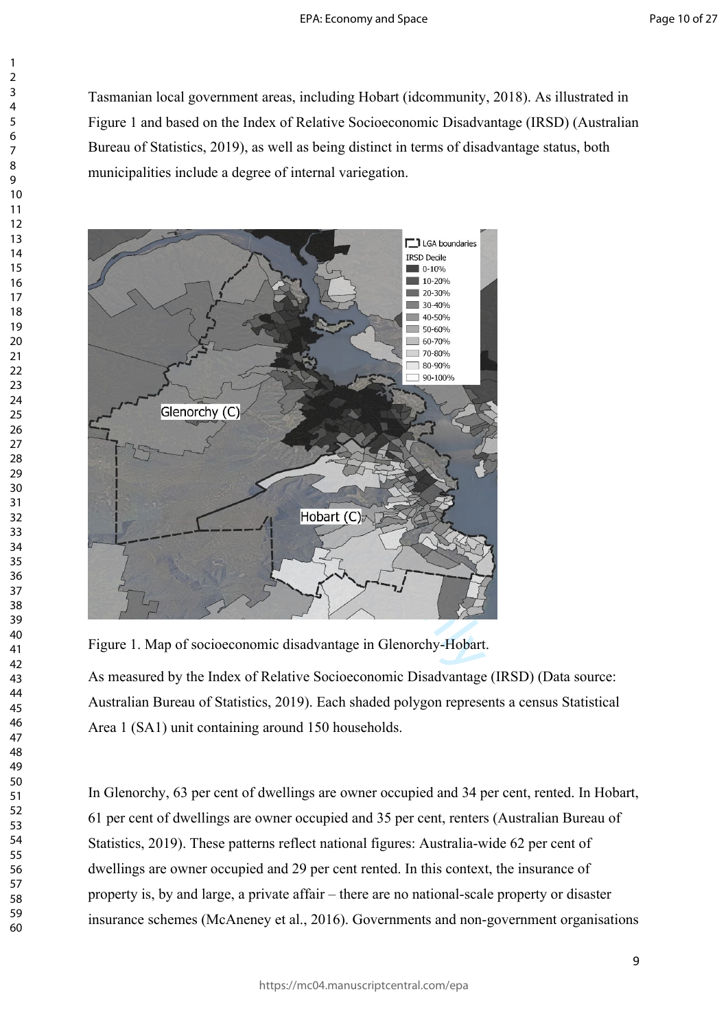Tasmanian local government areas, including Hobart (idcommunity, 2018). As illustrated in Figure 1 and based on the Index of Relative Socioeconomic Disadvantage (IRSD) (Australian Bureau of Statistics, 2019), as well as being distinct in terms of disadvantage status, both municipalities include a degree of internal variegation.

Figure 1. Map of socioeconomic disadvantage in Glenorchy-Hobart.

As measured by the Index of Relative Socioeconomic Disadvantage (IRSD) (Data source: Australian Bureau of Statistics, 2019). Each shaded polygon represents a census Statistical Area 1 (SA1) unit containing around 150 households.

In Glenorchy, 63 per cent of dwellings are owner occupied and 34 per cent, rented. In Hobart, 61 per cent of dwellings are owner occupied and 35 per cent, renters (Australian Bureau of Statistics, 2019). These patterns reflect national figures: Australia-wide 62 per cent of dwellings are owner occupied and 29 per cent rented. In this context, the insurance of property is, by and large, a private affair – there are no national-scale property or disaster insurance schemes (McAneney et al., 2016). Governments and non-government organisations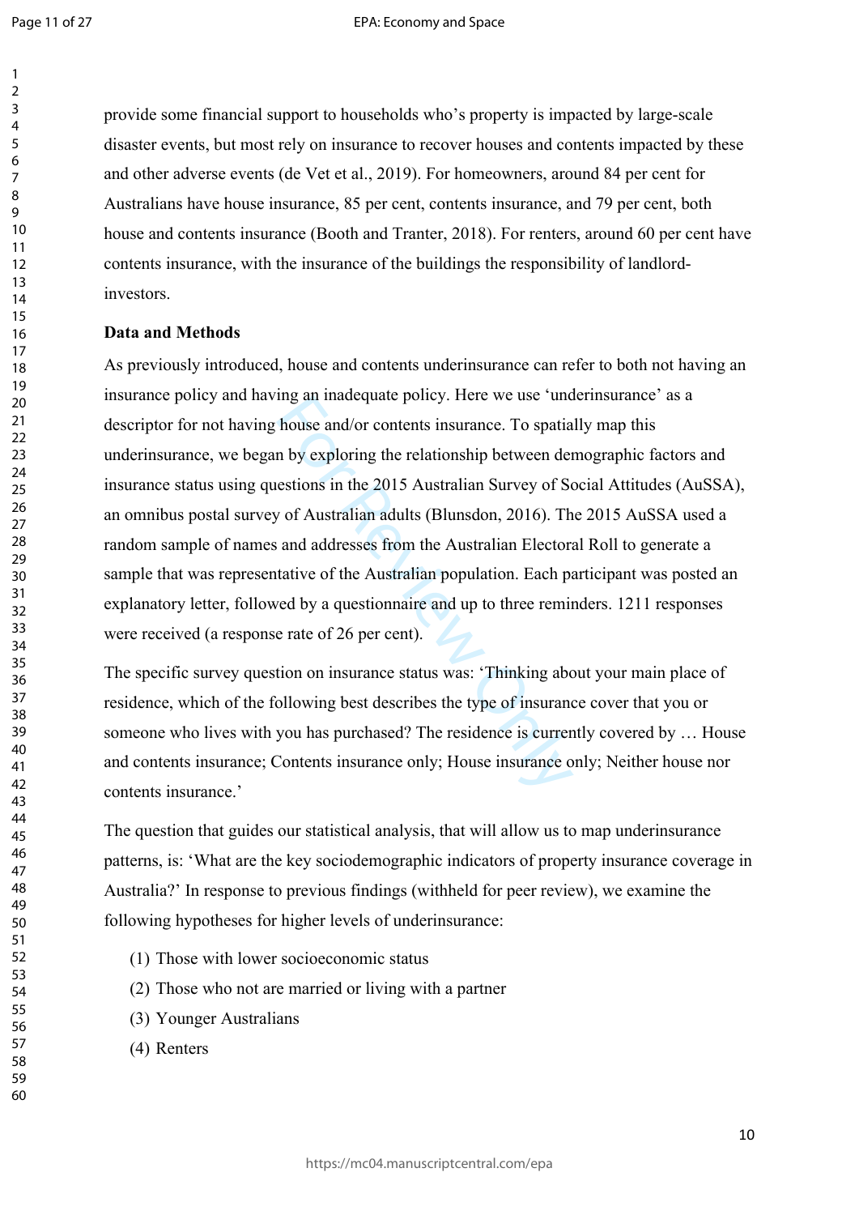provide some financial support to households who's property is impacted by large-scale disaster events, but most rely on insurance to recover houses and contents impacted by these and other adverse events (de Vet et al., 2019). For homeowners, around 84 per cent for Australians have house insurance, 85 per cent, contents insurance, and 79 per cent, both house and contents insurance (Booth and Tranter, 2018). For renters, around 60 per cent have contents insurance, with the insurance of the buildings the responsibility of landlord-investors.

**Data and Methods**

As previously introduced, house and contents underinsurance can refer to both not having an insurance policy and having an inadequate policy. Here we use 'underinsurance' as a descriptor for not having house and/or contents insurance. To spatially map this underinsurance, we began by exploring the relationship between demographic factors and insurance status using questions in the 2015 Australian Survey of Social Attitudes (AuSSA), an omnibus postal survey of Australian adults (Blunsdon, 2016). The 2015 AuSSA used a random sample of names and addresses from the Australian Electoral Roll to generate a sample that was representative of the Australian population. Each participant was posted an explanatory letter, followed by a questionnaire and up to three reminders. 1211 responses were received (a response rate of 26 per cent).

The specific survey question on insurance status was: 'Thinking about your main place of residence, which of the following best describes the type of insurance cover that you or someone who lives with you has purchased? The residence is currently covered by … House and contents insurance; Contents insurance only; House insurance only; Neither house nor contents insurance.'

The question that guides our statistical analysis, that will allow us to map underinsurance patterns, is: 'What are the key sociodemographic indicators of property insurance coverage in Australia?' In response to previous findings (withheld for peer review), we examine the following hypotheses for higher levels of underinsurance:

(1) Those with lower socioeconomic status

(2) Those who not are married or living with a partner

(3) Younger Australians

(4) Renters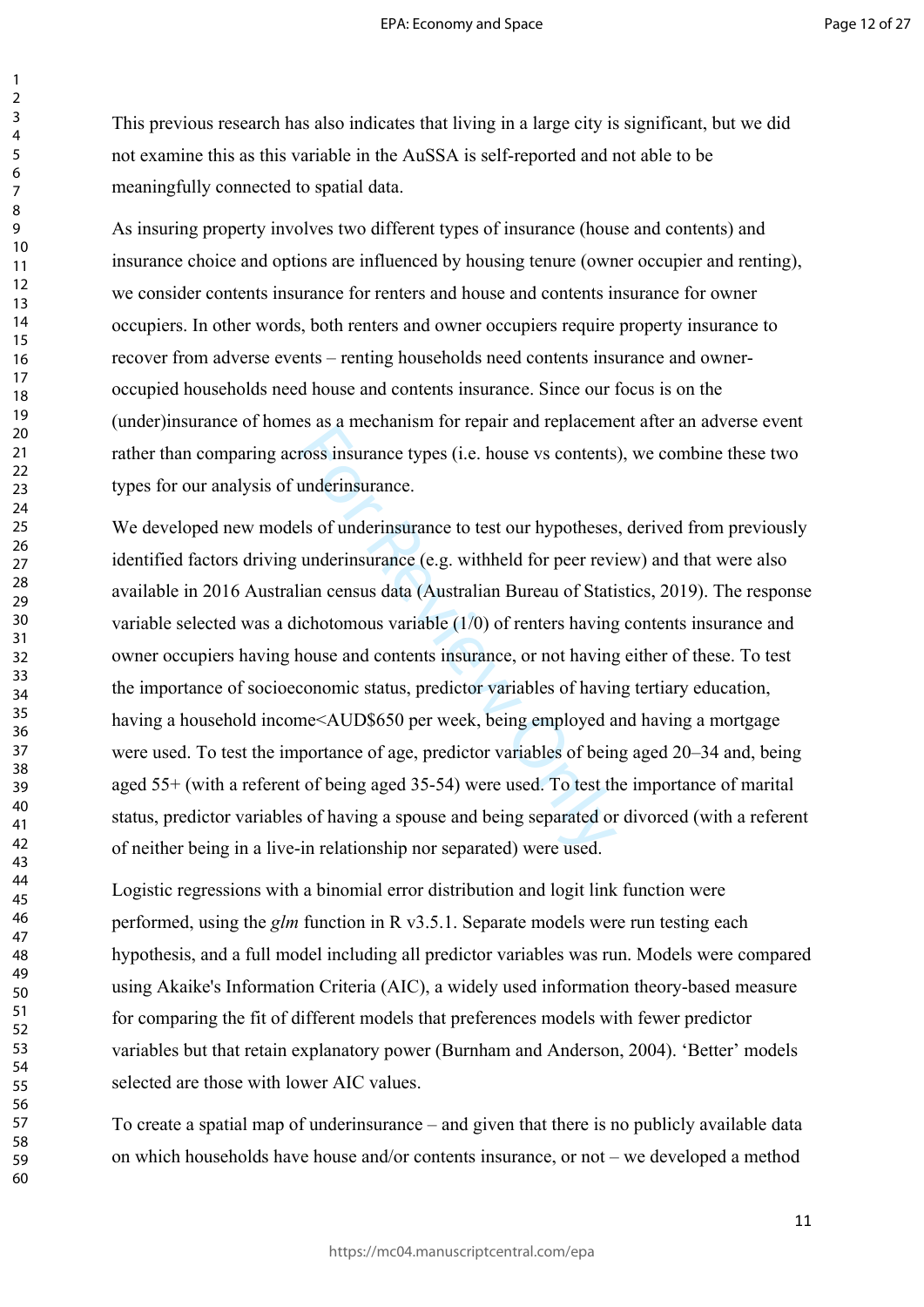This previous research has also indicates that living in a large city is significant, but we did not examine this as this variable in the AuSSA is self-reported and not able to be meaningfully connected to spatial data.

As insuring property involves two different types of insurance (house and contents) and insurance choice and options are influenced by housing tenure (owner occupier and renting), we consider contents insurance for renters and house and contents insurance for owner occupiers. In other words, both renters and owner occupiers require property insurance to recover from adverse events – renting households need contents insurance and owner-occupied households need house and contents insurance. Since our focus is on the (under)insurance of homes as a mechanism for repair and replacement after an adverse event rather than comparing across insurance types (i.e. house vs contents), we combine these two types for our analysis of underinsurance.

We developed new models of underinsurance to test our hypotheses, derived from previously identified factors driving underinsurance (e.g. withheld for peer review) and that were also available in 2016 Australian census data (Australian Bureau of Statistics, 2019). The response variable selected was a dichotomous variable (1/0) of renters having contents insurance and owner occupiers having house and contents insurance, or not having either of these. To test the importance of socioeconomic status, predictor variables of having tertiary education, having a household income<AUD$650 per week, being employed and having a mortgage were used. To test the importance of age, predictor variables of being aged 20–34 and, being aged 55+ (with a referent of being aged 35-54) were used. To test the importance of marital status, predictor variables of having a spouse and being separated or divorced (with a referent of neither being in a live-in relationship nor separated) were used.

Logistic regressions with a binomial error distribution and logit link function were performed, using the *glm* function in R v3.5.1. Separate models were run testing each hypothesis, and a full model including all predictor variables was run. Models were compared using Akaike's Information Criteria (AIC), a widely used information theory-based measure for comparing the fit of different models that preferences models with fewer predictor variables but that retain explanatory power (Burnham and Anderson, 2004). 'Better' models selected are those with lower AIC values.

To create a spatial map of underinsurance – and given that there is no publicly available data on which households have house and/or contents insurance, or not – we developed a method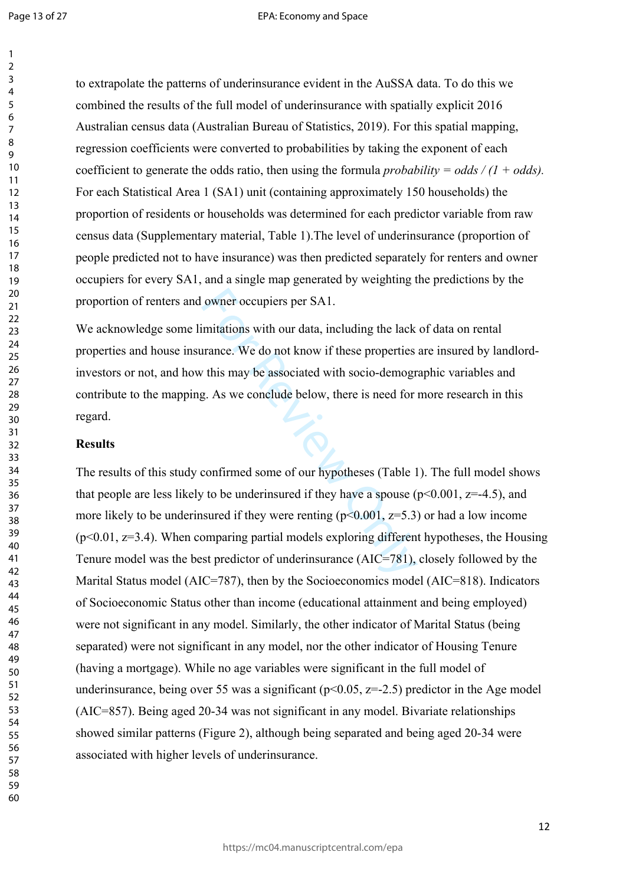to extrapolate the patterns of underinsurance evident in the AuSSA data. To do this we combined the results of the full model of underinsurance with spatially explicit 2016 Australian census data (Australian Bureau of Statistics, 2019). For this spatial mapping, regression coefficients were converted to probabilities by taking the exponent of each coefficient to generate the odds ratio, then using the formula *probability = odds / (1 + odds).* For each Statistical Area 1 (SA1) unit (containing approximately 150 households) the proportion of residents or households was determined for each predictor variable from raw census data (Supplementary material, Table 1).The level of underinsurance (proportion of people predicted not to have insurance) was then predicted separately for renters and owner occupiers for every SA1, and a single map generated by weighting the predictions by the proportion of renters and owner occupiers per SA1.

We acknowledge some limitations with our data, including the lack of data on rental properties and house insurance. We do not know if these properties are insured by landlord-investors or not, and how this may be associated with socio-demographic variables and contribute to the mapping. As we conclude below, there is need for more research in this regard.

## Results

The results of this study confirmed some of our hypotheses (Table 1). The full model shows that people are less likely to be underinsured if they have a spouse ($p<0.001$, $z=-4.5$), and more likely to be underinsured if they were renting ($p<0.001$, $z=5.3$) or had a low income ($p<0.01$, $z=3.4$). When comparing partial models exploring different hypotheses, the Housing Tenure model was the best predictor of underinsurance (AIC=781), closely followed by the Marital Status model (AIC=787), then by the Socioeconomics model (AIC=818). Indicators of Socioeconomic Status other than income (educational attainment and being employed) were not significant in any model. Similarly, the other indicator of Marital Status (being separated) were not significant in any model, nor the other indicator of Housing Tenure (having a mortgage). While no age variables were significant in the full model of underinsurance, being over 55 was a significant ($p<0.05$, $z=-2.5$) predictor in the Age model (AIC=857). Being aged 20-34 was not significant in any model. Bivariate relationships showed similar patterns (Figure 2), although being separated and being aged 20-34 were associated with higher levels of underinsurance.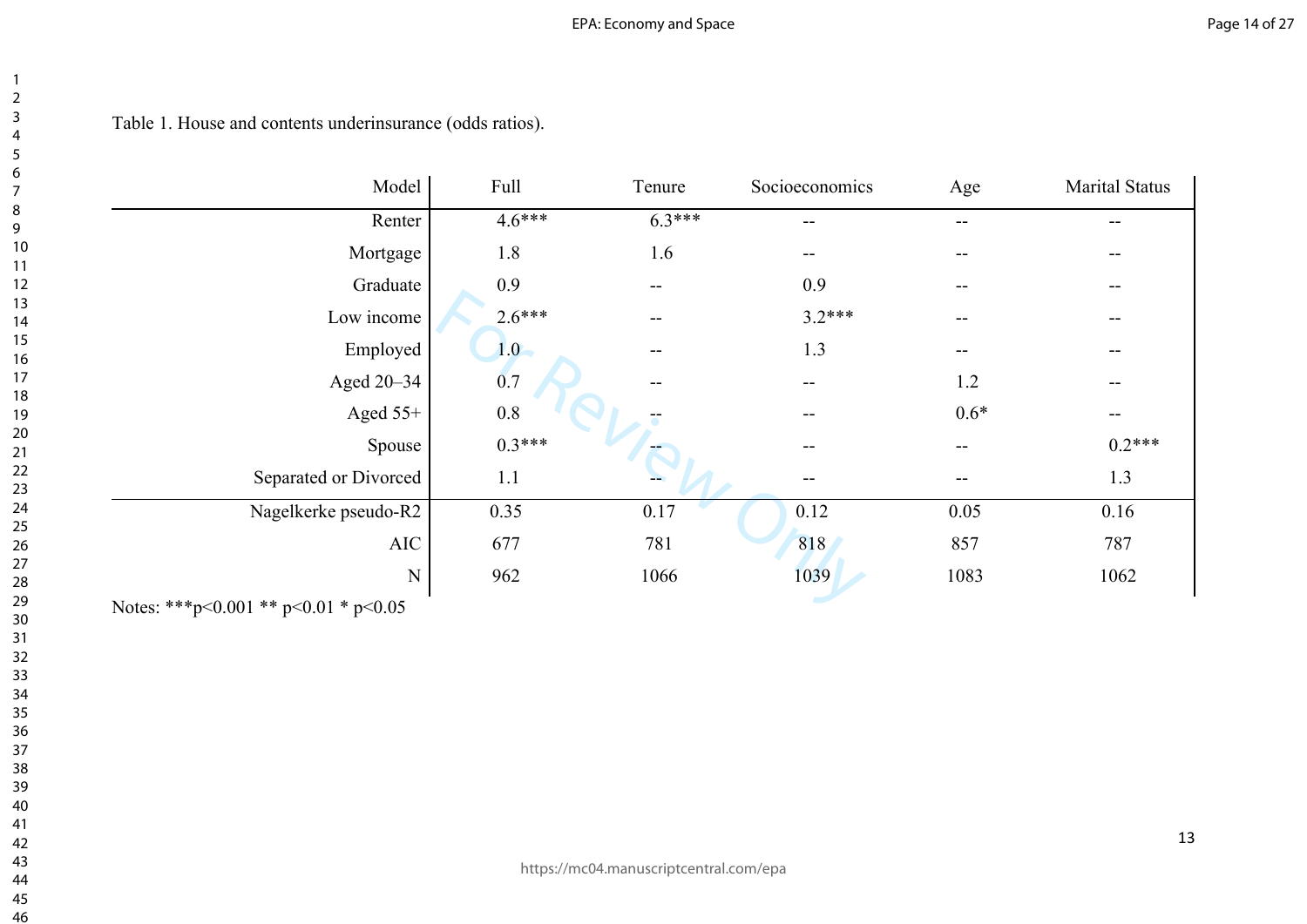Table 1. House and contents underinsurance (odds ratios).

| Model | Full | Tenure | Socioeconomics | Age | Marital Status |
|---|---|---|---|---|---|
| Renter | 4.6*** | 6.3*** | -- | -- | -- |
| Mortgage | 1.8 | 1.6 | -- | -- | -- |
| Graduate | 0.9 | -- | 0.9 | -- | -- |
| Low income | 2.6*** | -- | 3.2*** | -- | -- |
| Employed | 1.0 | -- | 1.3 | -- | -- |
| Aged 20–34 | 0.7 | -- | -- | 1.2 | -- |
| Aged 55+ | 0.8 | -- | -- | 0.6* | -- |
| Spouse | 0.3*** | -- | -- | -- | 0.2*** |
| Separated or Divorced | 1.1 | -- | -- | -- | 1.3 |
| Nagelkerke pseudo-R2 | 0.35 | 0.17 | 0.12 | 0.05 | 0.16 |
| AIC | 677 | 781 | 818 | 857 | 787 |
| N | 962 | 1066 | 1039 | 1083 | 1062 |

Notes: ***$p<0.001$ ** $p<0.01$ * $p<0.05$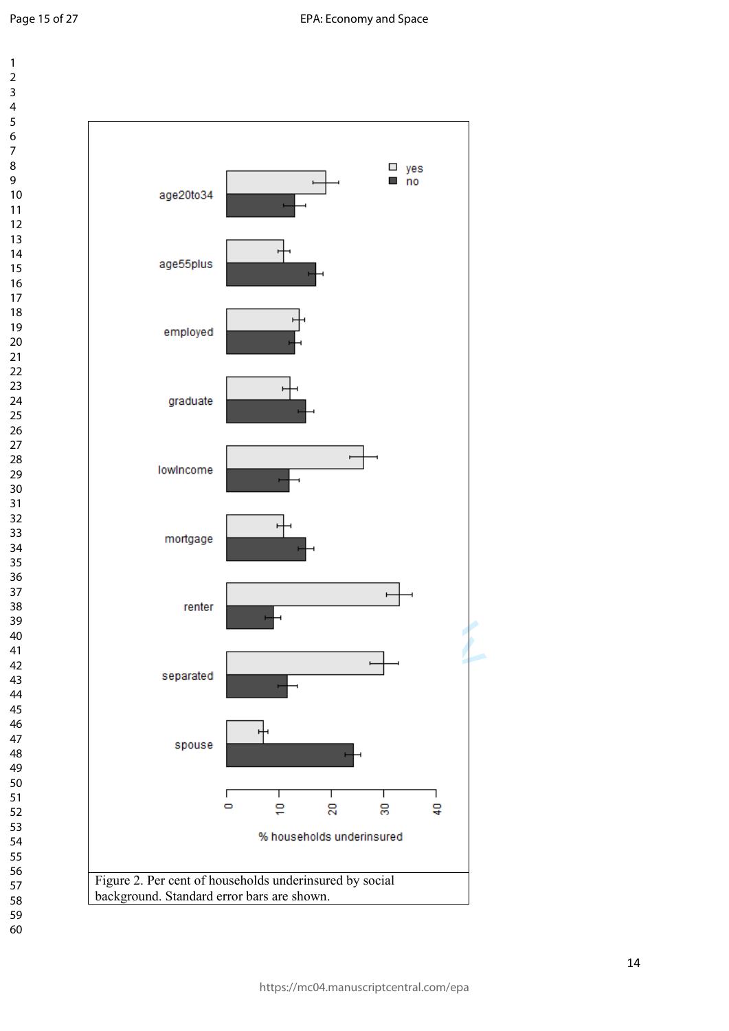Figure 2. Per cent of households underinsured by social background. Standard error bars are shown.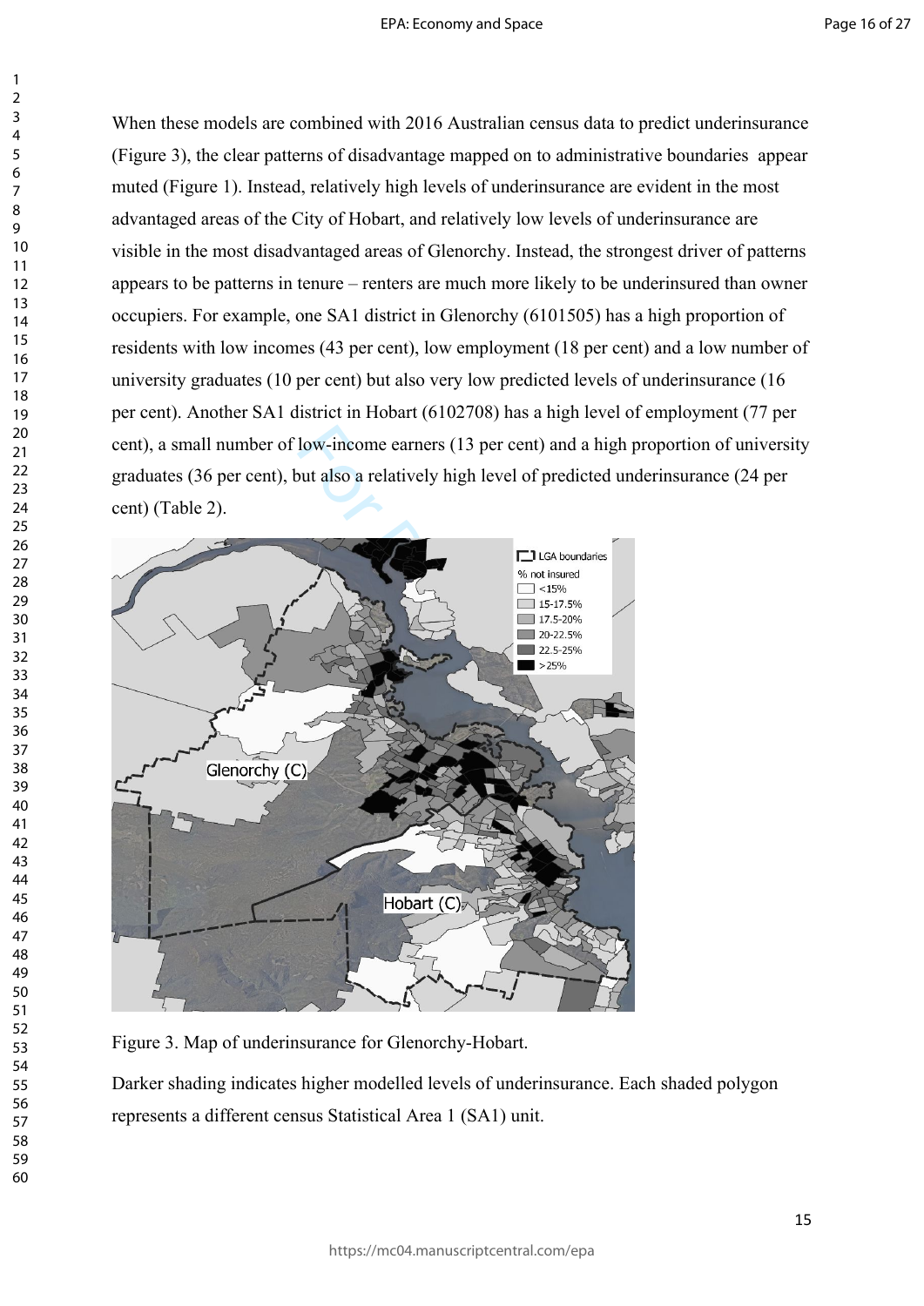When these models are combined with 2016 Australian census data to predict underinsurance (Figure 3), the clear patterns of disadvantage mapped on to administrative boundaries appear muted (Figure 1). Instead, relatively high levels of underinsurance are evident in the most advantaged areas of the City of Hobart, and relatively low levels of underinsurance are visible in the most disadvantaged areas of Glenorchy. Instead, the strongest driver of patterns appears to be patterns in tenure – renters are much more likely to be underinsured than owner occupiers. For example, one SA1 district in Glenorchy (6101505) has a high proportion of residents with low incomes (43 per cent), low employment (18 per cent) and a low number of university graduates (10 per cent) but also very low predicted levels of underinsurance (16 per cent). Another SA1 district in Hobart (6102708) has a high level of employment (77 per cent), a small number of low-income earners (13 per cent) and a high proportion of university graduates (36 per cent), but also a relatively high level of predicted underinsurance (24 per cent) (Table 2).

Figure 3. Map of underinsurance for Glenorchy-Hobart.

Darker shading indicates higher modelled levels of underinsurance. Each shaded polygon represents a different census Statistical Area 1 (SA1) unit.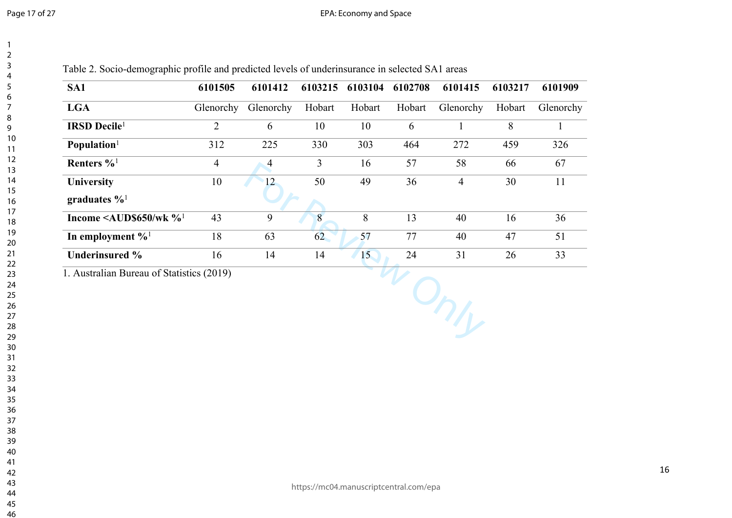Table 2. Socio-demographic profile and predicted levels of underinsurance in selected SA1 areas

| SA1 | 6101505 | 6101412 | 6103215 | 6103104 | 6102708 | 6101415 | 6103217 | 6101909 |
|---|---|---|---|---|---|---|---|---|
| LGA | Glenorchy | Glenorchy | Hobart | Hobart | Hobart | Glenorchy | Hobart | Glenorchy |
| IRSD Decile[1] | 2 | 6 | 10 | 10 | 6 | 1 | 8 | 1 |
| Population[1] | 312 | 225 | 330 | 303 | 464 | 272 | 459 | 326 |
| Renters %[1] | 4 | 4 | 3 | 16 | 57 | 58 | 66 | 67 |
| University graduates %[1] | 10 | 12 | 50 | 49 | 36 | 4 | 30 | 11 |
| Income <AUD$650/wk %[1] | 43 | 9 | 8 | 8 | 13 | 40 | 16 | 36 |
| In employment %[1] | 18 | 63 | 62 | 57 | 77 | 40 | 47 | 51 |
| Underinsured % | 16 | 14 | 14 | 15 | 24 | 31 | 26 | 33 |

1. Australian Bureau of Statistics (2019)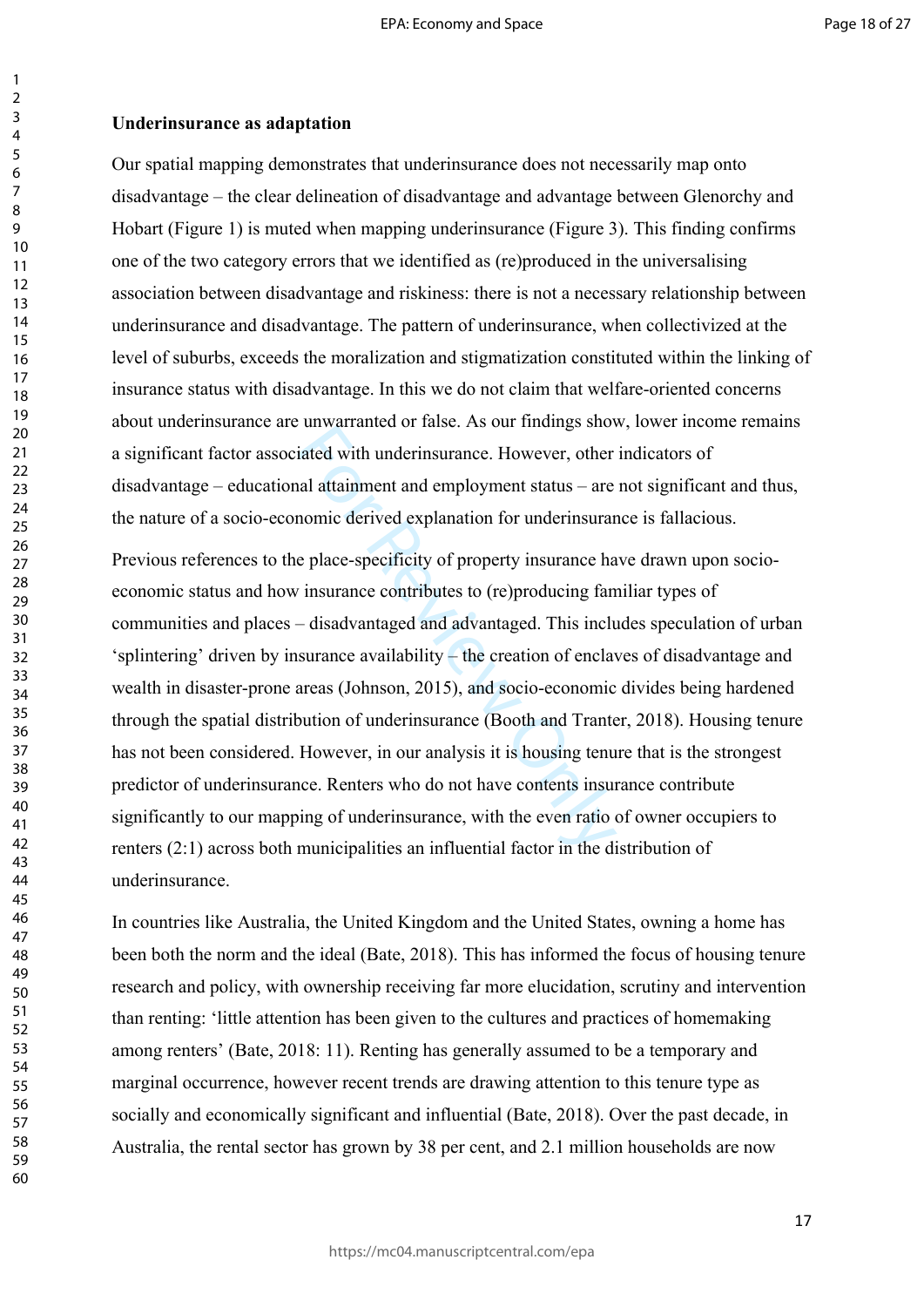**Underinsurance as adaptation**

Our spatial mapping demonstrates that underinsurance does not necessarily map onto disadvantage – the clear delineation of disadvantage and advantage between Glenorchy and Hobart (Figure 1) is muted when mapping underinsurance (Figure 3). This finding confirms one of the two category errors that we identified as (re)produced in the universalising association between disadvantage and riskiness: there is not a necessary relationship between underinsurance and disadvantage. The pattern of underinsurance, when collectivized at the level of suburbs, exceeds the moralization and stigmatization constituted within the linking of insurance status with disadvantage. In this we do not claim that welfare-oriented concerns about underinsurance are unwarranted or false. As our findings show, lower income remains a significant factor associated with underinsurance. However, other indicators of disadvantage – educational attainment and employment status – are not significant and thus, the nature of a socio-economic derived explanation for underinsurance is fallacious.

Previous references to the place-specificity of property insurance have drawn upon socio-economic status and how insurance contributes to (re)producing familiar types of communities and places – disadvantaged and advantaged. This includes speculation of urban 'splintering' driven by insurance availability – the creation of enclaves of disadvantage and wealth in disaster-prone areas (Johnson, 2015), and socio-economic divides being hardened through the spatial distribution of underinsurance (Booth and Tranter, 2018). Housing tenure has not been considered. However, in our analysis it is housing tenure that is the strongest predictor of underinsurance. Renters who do not have contents insurance contribute significantly to our mapping of underinsurance, with the even ratio of owner occupiers to renters (2:1) across both municipalities an influential factor in the distribution of underinsurance.

In countries like Australia, the United Kingdom and the United States, owning a home has been both the norm and the ideal (Bate, 2018). This has informed the focus of housing tenure research and policy, with ownership receiving far more elucidation, scrutiny and intervention than renting: 'little attention has been given to the cultures and practices of homemaking among renters' (Bate, 2018: 11). Renting has generally assumed to be a temporary and marginal occurrence, however recent trends are drawing attention to this tenure type as socially and economically significant and influential (Bate, 2018). Over the past decade, in Australia, the rental sector has grown by 38 per cent, and 2.1 million households are now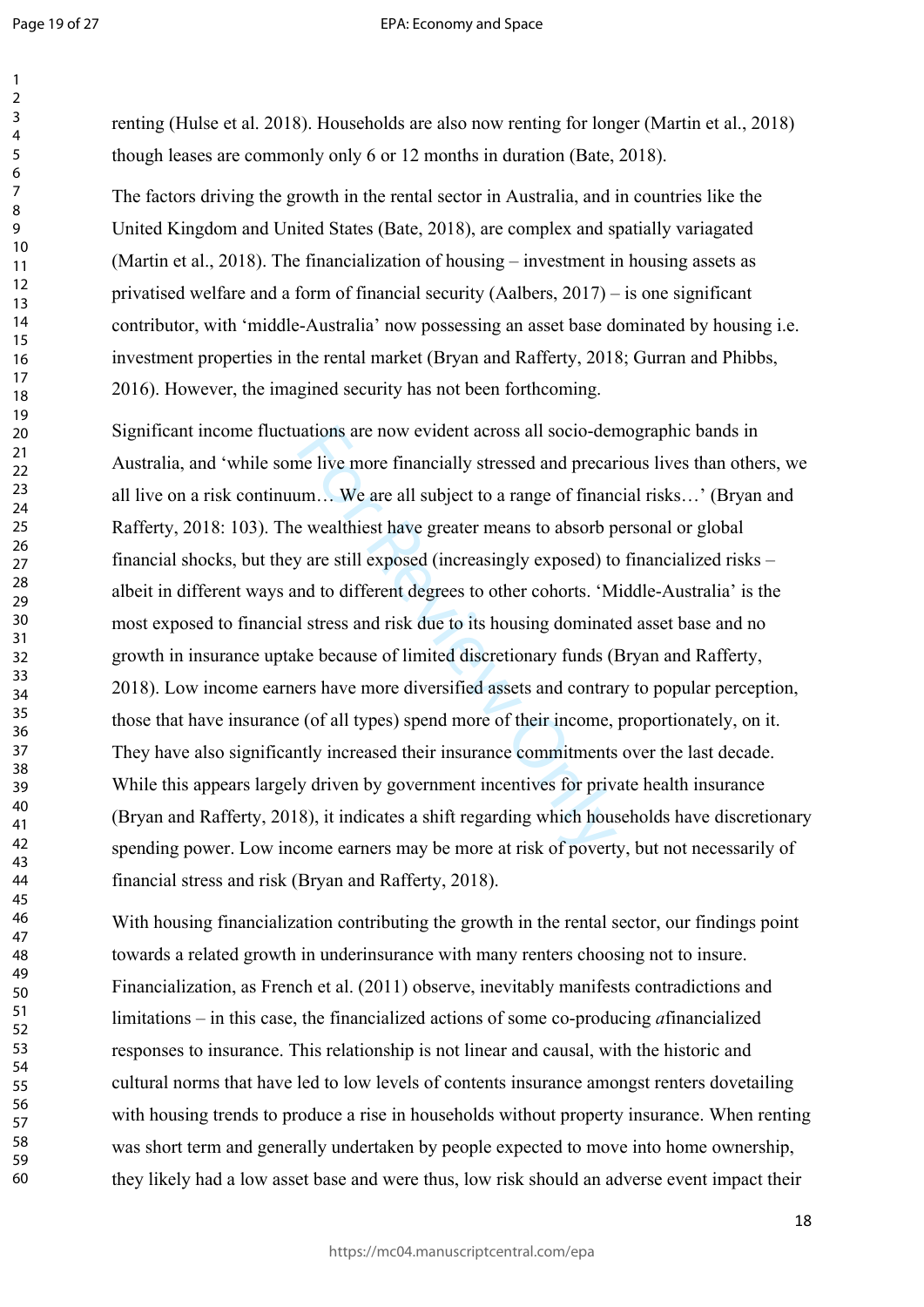renting (Hulse et al. 2018). Households are also now renting for longer (Martin et al., 2018) though leases are commonly only 6 or 12 months in duration (Bate, 2018).

The factors driving the growth in the rental sector in Australia, and in countries like the United Kingdom and United States (Bate, 2018), are complex and spatially variagated (Martin et al., 2018). The financialization of housing – investment in housing assets as privatised welfare and a form of financial security (Aalbers, 2017) – is one significant contributor, with 'middle-Australia' now possessing an asset base dominated by housing i.e. investment properties in the rental market (Bryan and Rafferty, 2018; Gurran and Phibbs, 2016). However, the imagined security has not been forthcoming.

Significant income fluctuations are now evident across all socio-demographic bands in Australia, and 'while some live more financially stressed and precarious lives than others, we all live on a risk continuum… We are all subject to a range of financial risks…' (Bryan and Rafferty, 2018: 103). The wealthiest have greater means to absorb personal or global financial shocks, but they are still exposed (increasingly exposed) to financialized risks – albeit in different ways and to different degrees to other cohorts. 'Middle-Australia' is the most exposed to financial stress and risk due to its housing dominated asset base and no growth in insurance uptake because of limited discretionary funds (Bryan and Rafferty, 2018). Low income earners have more diversified assets and contrary to popular perception, those that have insurance (of all types) spend more of their income, proportionately, on it. They have also significantly increased their insurance commitments over the last decade. While this appears largely driven by government incentives for private health insurance (Bryan and Rafferty, 2018), it indicates a shift regarding which households have discretionary spending power. Low income earners may be more at risk of poverty, but not necessarily of financial stress and risk (Bryan and Rafferty, 2018).

With housing financialization contributing the growth in the rental sector, our findings point towards a related growth in underinsurance with many renters choosing not to insure. Financialization, as French et al. (2011) observe, inevitably manifests contradictions and limitations – in this case, the financialized actions of some co-producing *a*financialized responses to insurance. This relationship is not linear and causal, with the historic and cultural norms that have led to low levels of contents insurance amongst renters dovetailing with housing trends to produce a rise in households without property insurance. When renting was short term and generally undertaken by people expected to move into home ownership, they likely had a low asset base and were thus, low risk should an adverse event impact their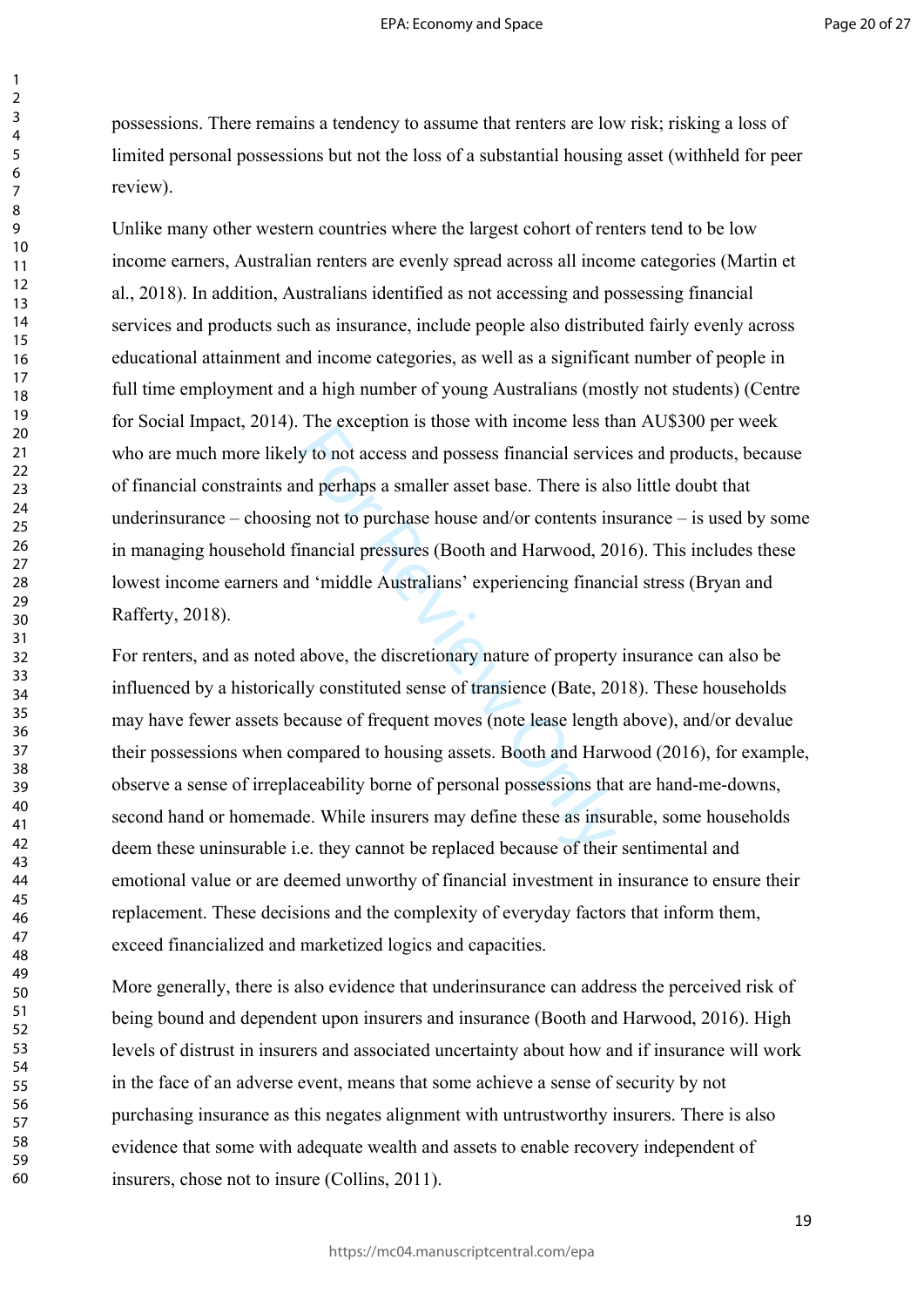possessions. There remains a tendency to assume that renters are low risk; risking a loss of limited personal possessions but not the loss of a substantial housing asset (withheld for peer review).

Unlike many other western countries where the largest cohort of renters tend to be low income earners, Australian renters are evenly spread across all income categories (Martin et al., 2018). In addition, Australians identified as not accessing and possessing financial services and products such as insurance, include people also distributed fairly evenly across educational attainment and income categories, as well as a significant number of people in full time employment and a high number of young Australians (mostly not students) (Centre for Social Impact, 2014). The exception is those with income less than AU$300 per week who are much more likely to not access and possess financial services and products, because of financial constraints and perhaps a smaller asset base. There is also little doubt that underinsurance – choosing not to purchase house and/or contents insurance – is used by some in managing household financial pressures (Booth and Harwood, 2016). This includes these lowest income earners and 'middle Australians' experiencing financial stress (Bryan and Rafferty, 2018).

For renters, and as noted above, the discretionary nature of property insurance can also be influenced by a historically constituted sense of transience (Bate, 2018). These households may have fewer assets because of frequent moves (note lease length above), and/or devalue their possessions when compared to housing assets. Booth and Harwood (2016), for example, observe a sense of irreplaceability borne of personal possessions that are hand-me-downs, second hand or homemade. While insurers may define these as insurable, some households deem these uninsurable i.e. they cannot be replaced because of their sentimental and emotional value or are deemed unworthy of financial investment in insurance to ensure their replacement. These decisions and the complexity of everyday factors that inform them, exceed financialized and marketized logics and capacities.

More generally, there is also evidence that underinsurance can address the perceived risk of being bound and dependent upon insurers and insurance (Booth and Harwood, 2016). High levels of distrust in insurers and associated uncertainty about how and if insurance will work in the face of an adverse event, means that some achieve a sense of security by not purchasing insurance as this negates alignment with untrustworthy insurers. There is also evidence that some with adequate wealth and assets to enable recovery independent of insurers, chose not to insure (Collins, 2011).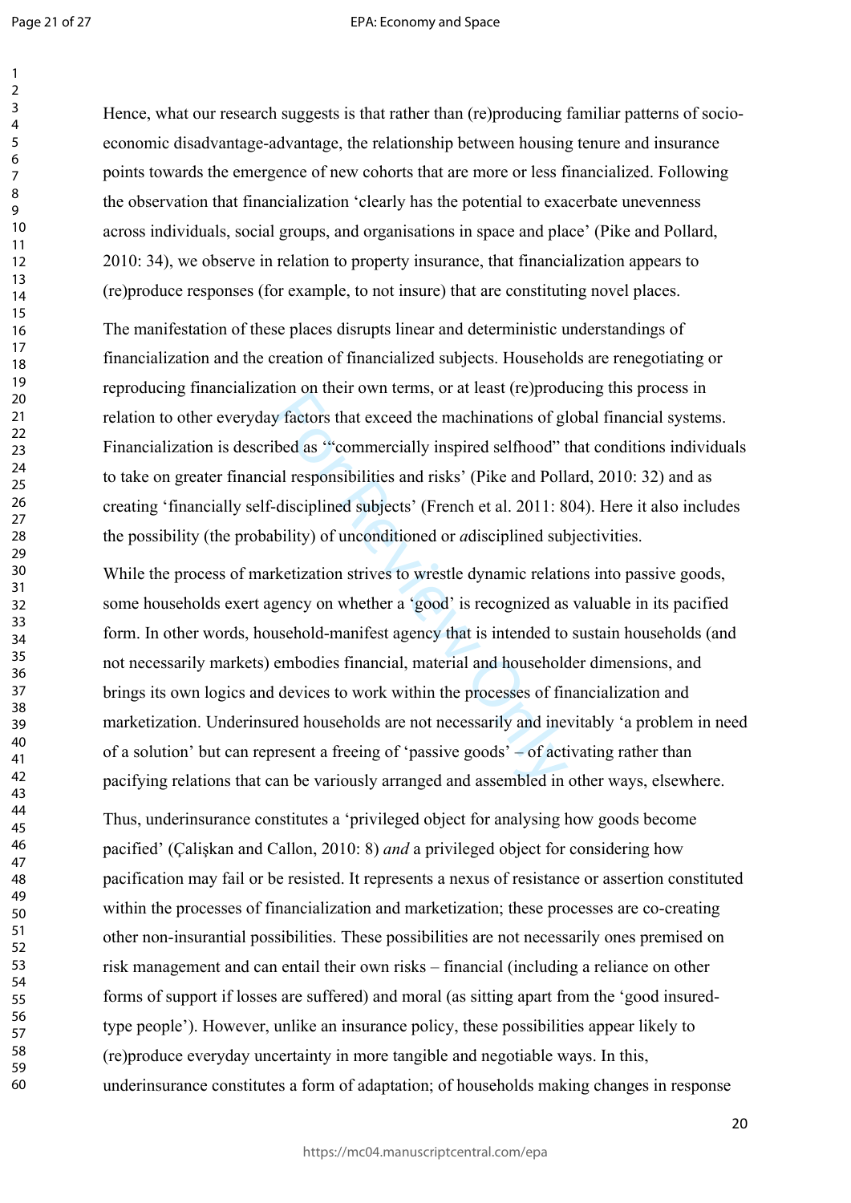Hence, what our research suggests is that rather than (re)producing familiar patterns of socio-economic disadvantage-advantage, the relationship between housing tenure and insurance points towards the emergence of new cohorts that are more or less financialized. Following the observation that financialization 'clearly has the potential to exacerbate unevenness across individuals, social groups, and organisations in space and place' (Pike and Pollard, 2010: 34), we observe in relation to property insurance, that financialization appears to (re)produce responses (for example, to not insure) that are constituting novel places.

The manifestation of these places disrupts linear and deterministic understandings of financialization and the creation of financialized subjects. Households are renegotiating or reproducing financialization on their own terms, or at least (re)producing this process in relation to other everyday factors that exceed the machinations of global financial systems. Financialization is described as '"commercially inspired selfhood" that conditions individuals to take on greater financial responsibilities and risks' (Pike and Pollard, 2010: 32) and as creating 'financially self-disciplined subjects' (French et al. 2011: 804). Here it also includes the possibility (the probability) of unconditioned or *a*disciplined subjectivities.

While the process of marketization strives to wrestle dynamic relations into passive goods, some households exert agency on whether a 'good' is recognized as valuable in its pacified form. In other words, household-manifest agency that is intended to sustain households (and not necessarily markets) embodies financial, material and householder dimensions, and brings its own logics and devices to work within the processes of financialization and marketization. Underinsured households are not necessarily and inevitably 'a problem in need of a solution' but can represent a freeing of 'passive goods' – of activating rather than pacifying relations that can be variously arranged and assembled in other ways, elsewhere.

Thus, underinsurance constitutes a 'privileged object for analysing how goods become pacified' (Çalişkan and Callon, 2010: 8) *and* a privileged object for considering how pacification may fail or be resisted. It represents a nexus of resistance or assertion constituted within the processes of financialization and marketization; these processes are co-creating other non-insurantial possibilities. These possibilities are not necessarily ones premised on risk management and can entail their own risks – financial (including a reliance on other forms of support if losses are suffered) and moral (as sitting apart from the 'good insured-type people'). However, unlike an insurance policy, these possibilities appear likely to (re)produce everyday uncertainty in more tangible and negotiable ways. In this, underinsurance constitutes a form of adaptation; of households making changes in response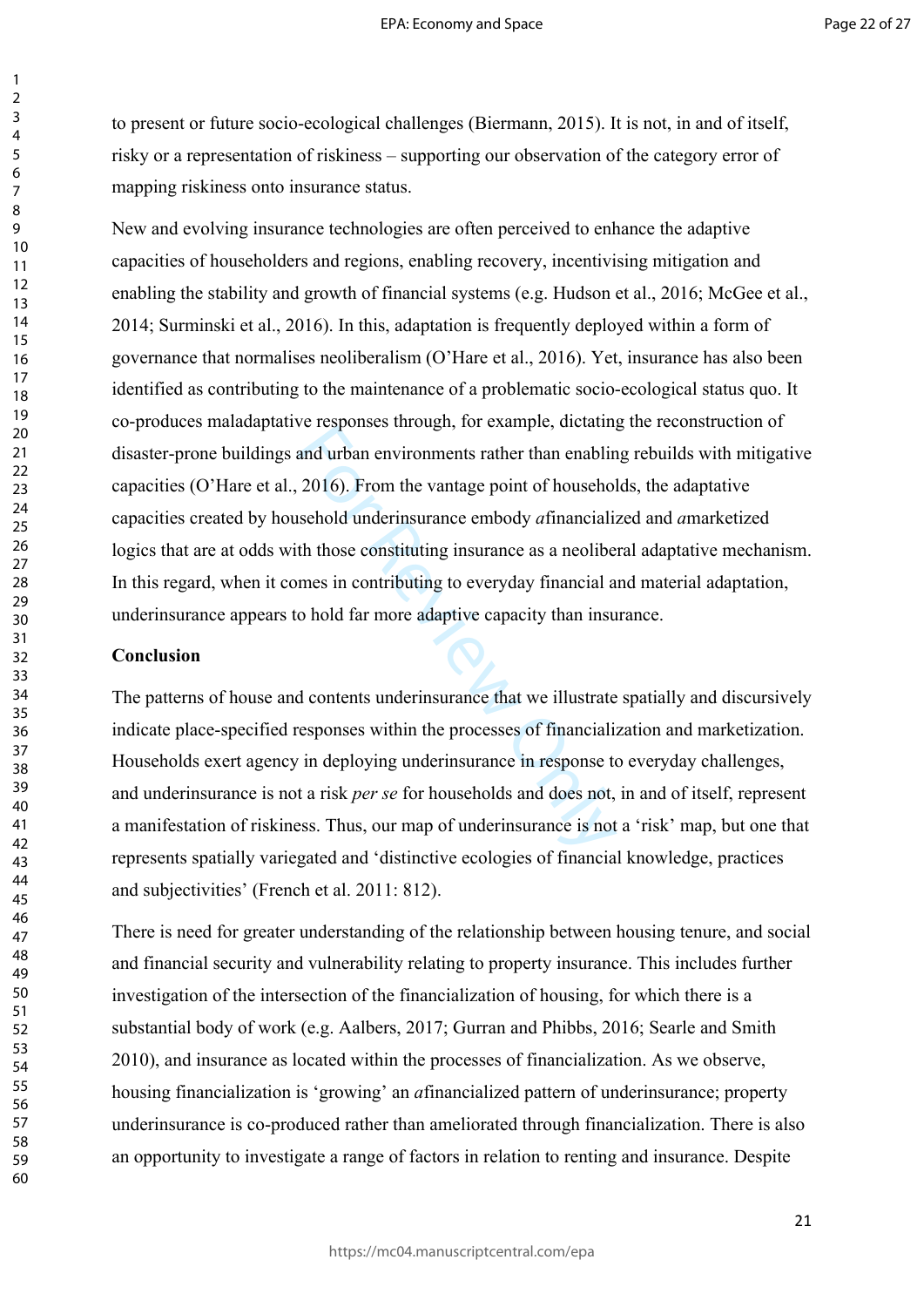to present or future socio-ecological challenges (Biermann, 2015). It is not, in and of itself, risky or a representation of riskiness – supporting our observation of the category error of mapping riskiness onto insurance status.

New and evolving insurance technologies are often perceived to enhance the adaptive capacities of householders and regions, enabling recovery, incentivising mitigation and enabling the stability and growth of financial systems (e.g. Hudson et al., 2016; McGee et al., 2014; Surminski et al., 2016). In this, adaptation is frequently deployed within a form of governance that normalises neoliberalism (O'Hare et al., 2016). Yet, insurance has also been identified as contributing to the maintenance of a problematic socio-ecological status quo. It co-produces maladaptative responses through, for example, dictating the reconstruction of disaster-prone buildings and urban environments rather than enabling rebuilds with mitigative capacities (O'Hare et al., 2016). From the vantage point of households, the adaptative capacities created by household underinsurance embody *a*financialized and *a*marketized logics that are at odds with those constituting insurance as a neoliberal adaptative mechanism. In this regard, when it comes in contributing to everyday financial and material adaptation, underinsurance appears to hold far more adaptive capacity than insurance.

## Conclusion

The patterns of house and contents underinsurance that we illustrate spatially and discursively indicate place-specified responses within the processes of financialization and marketization. Households exert agency in deploying underinsurance in response to everyday challenges, and underinsurance is not a risk *per se* for households and does not, in and of itself, represent a manifestation of riskiness. Thus, our map of underinsurance is not a 'risk' map, but one that represents spatially variegated and 'distinctive ecologies of financial knowledge, practices and subjectivities' (French et al. 2011: 812).

There is need for greater understanding of the relationship between housing tenure, and social and financial security and vulnerability relating to property insurance. This includes further investigation of the intersection of the financialization of housing, for which there is a substantial body of work (e.g. Aalbers, 2017; Gurran and Phibbs, 2016; Searle and Smith 2010), and insurance as located within the processes of financialization. As we observe, housing financialization is 'growing' an *a*financialized pattern of underinsurance; property underinsurance is co-produced rather than ameliorated through financialization. There is also an opportunity to investigate a range of factors in relation to renting and insurance. Despite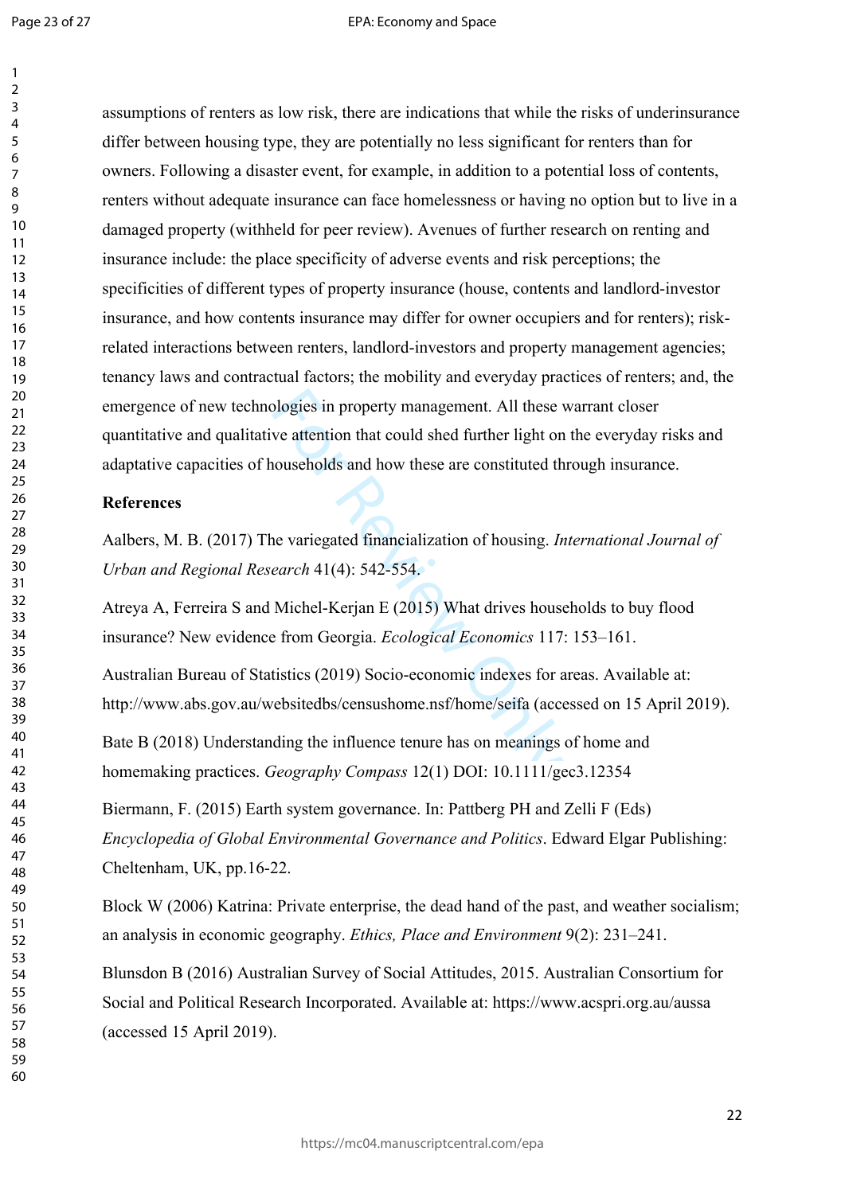assumptions of renters as low risk, there are indications that while the risks of underinsurance differ between housing type, they are potentially no less significant for renters than for owners. Following a disaster event, for example, in addition to a potential loss of contents, renters without adequate insurance can face homelessness or having no option but to live in a damaged property (withheld for peer review). Avenues of further research on renting and insurance include: the place specificity of adverse events and risk perceptions; the specificities of different types of property insurance (house, contents and landlord-investor insurance, and how contents insurance may differ for owner occupiers and for renters); risk-related interactions between renters, landlord-investors and property management agencies; tenancy laws and contractual factors; the mobility and everyday practices of renters; and, the emergence of new technologies in property management. All these warrant closer quantitative and qualitative attention that could shed further light on the everyday risks and adaptative capacities of households and how these are constituted through insurance.

**References**

Aalbers, M. B. (2017) The variegated financialization of housing. *International Journal of Urban and Regional Research* 41(4): 542-554.

Atreya A, Ferreira S and Michel-Kerjan E (2015) What drives households to buy flood insurance? New evidence from Georgia. *Ecological Economics* 117: 153–161.

Australian Bureau of Statistics (2019) Socio-economic indexes for areas. Available at: http://www.abs.gov.au/websitedbs/censushome.nsf/home/seifa (accessed on 15 April 2019).

Bate B (2018) Understanding the influence tenure has on meanings of home and homemaking practices. *Geography Compass* 12(1) DOI: 10.1111/gec3.12354

Biermann, F. (2015) Earth system governance. In: Pattberg PH and Zelli F (Eds) *Encyclopedia of Global Environmental Governance and Politics*. Edward Elgar Publishing: Cheltenham, UK, pp.16-22.

Block W (2006) Katrina: Private enterprise, the dead hand of the past, and weather socialism; an analysis in economic geography. *Ethics, Place and Environment* 9(2): 231–241.

Blunsdon B (2016) Australian Survey of Social Attitudes, 2015. Australian Consortium for Social and Political Research Incorporated. Available at: https://www.acspri.org.au/aussa (accessed 15 April 2019).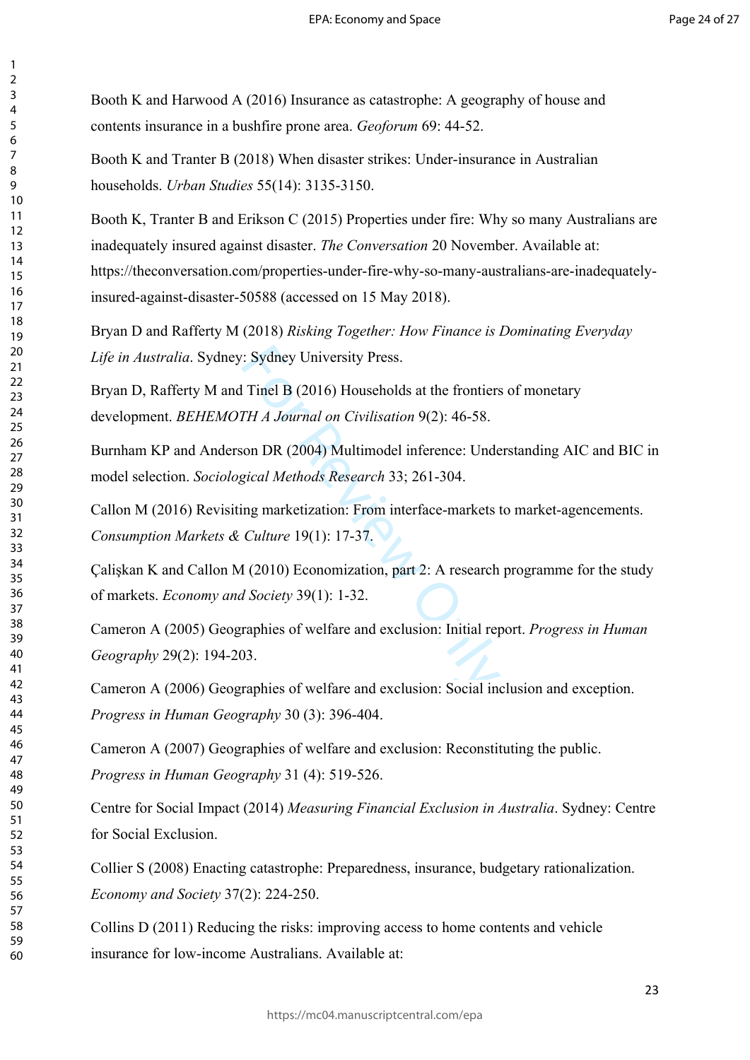Booth K and Harwood A (2016) Insurance as catastrophe: A geography of house and contents insurance in a bushfire prone area. *Geoforum* 69: 44-52.

Booth K and Tranter B (2018) When disaster strikes: Under-insurance in Australian households. *Urban Studies* 55(14): 3135-3150.

Booth K, Tranter B and Erikson C (2015) Properties under fire: Why so many Australians are inadequately insured against disaster. *The Conversation* 20 November. Available at: https://theconversation.com/properties-under-fire-why-so-many-australians-are-inadequately-insured-against-disaster-50588 (accessed on 15 May 2018).

Bryan D and Rafferty M (2018) *Risking Together: How Finance is Dominating Everyday Life in Australia*. Sydney: Sydney University Press.

Bryan D, Rafferty M and Tinel B (2016) Households at the frontiers of monetary development. *BEHEMOTH A Journal on Civilisation* 9(2): 46-58.

Burnham KP and Anderson DR (2004) Multimodel inference: Understanding AIC and BIC in model selection. *Sociological Methods Research* 33; 261-304.

Callon M (2016) Revisiting marketization: From interface-markets to market-agencements. *Consumption Markets & Culture* 19(1): 17-37.

Çalişkan K and Callon M (2010) Economization, part 2: A research programme for the study of markets. *Economy and Society* 39(1): 1-32.

Cameron A (2005) Geographies of welfare and exclusion: Initial report. *Progress in Human Geography* 29(2): 194-203.

Cameron A (2006) Geographies of welfare and exclusion: Social inclusion and exception. *Progress in Human Geography* 30 (3): 396-404.

Cameron A (2007) Geographies of welfare and exclusion: Reconstituting the public. *Progress in Human Geography* 31 (4): 519-526.

Centre for Social Impact (2014) *Measuring Financial Exclusion in Australia*. Sydney: Centre for Social Exclusion.

Collier S (2008) Enacting catastrophe: Preparedness, insurance, budgetary rationalization. *Economy and Society* 37(2): 224-250.

Collins D (2011) Reducing the risks: improving access to home contents and vehicle insurance for low-income Australians. Available at: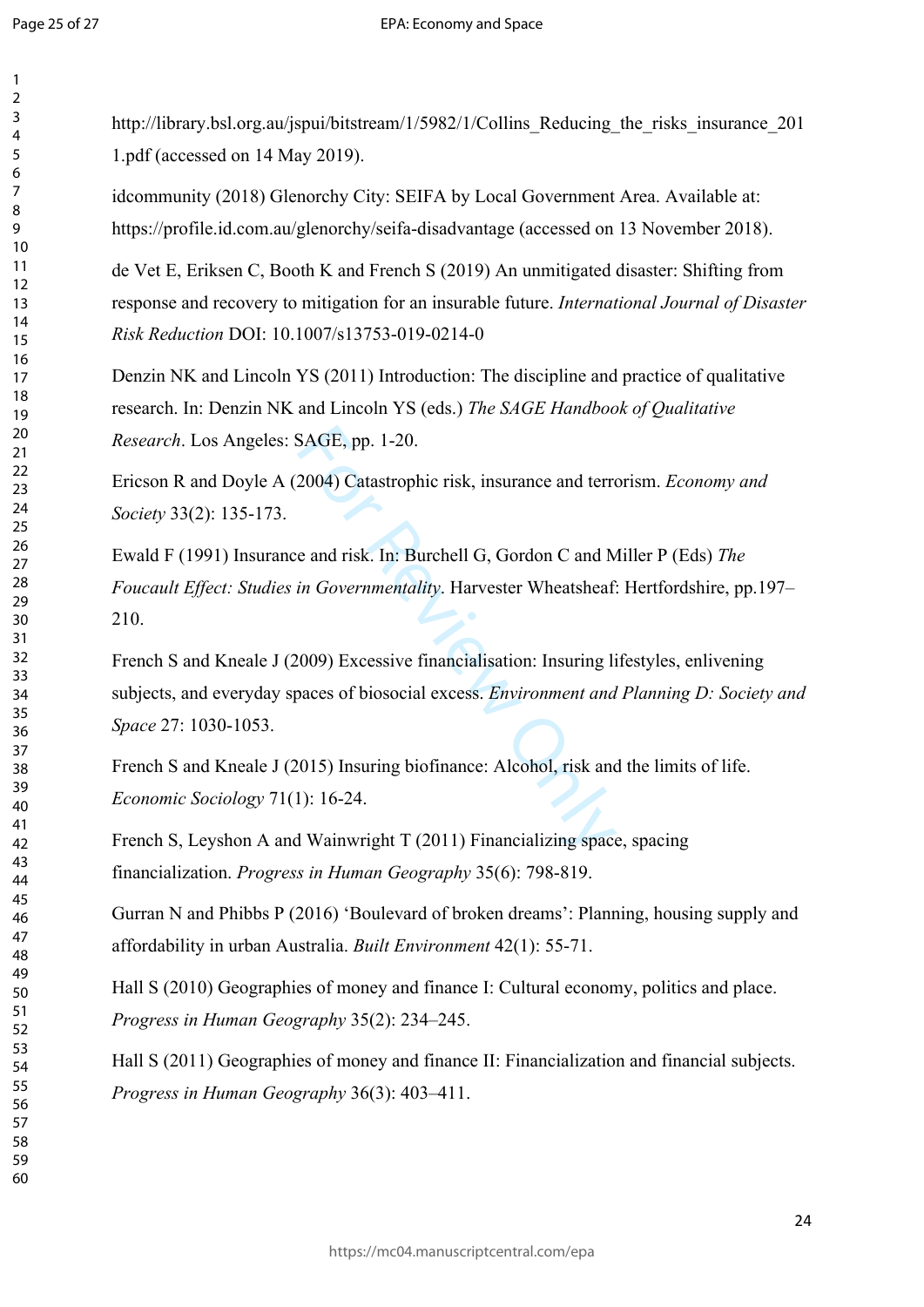http://library.bsl.org.au/jspui/bitstream/1/5982/1/Collins_Reducing_the_risks_insurance_2011.pdf (accessed on 14 May 2019).

idcommunity (2018) Glenorchy City: SEIFA by Local Government Area. Available at: https://profile.id.com.au/glenorchy/seifa-disadvantage (accessed on 13 November 2018).

de Vet E, Eriksen C, Booth K and French S (2019) An unmitigated disaster: Shifting from response and recovery to mitigation for an insurable future. *International Journal of Disaster Risk Reduction* DOI: 10.1007/s13753-019-0214-0

Denzin NK and Lincoln YS (2011) Introduction: The discipline and practice of qualitative research. In: Denzin NK and Lincoln YS (eds.) *The SAGE Handbook of Qualitative Research*. Los Angeles: SAGE, pp. 1-20.

Ericson R and Doyle A (2004) Catastrophic risk, insurance and terrorism. *Economy and Society* 33(2): 135-173.

Ewald F (1991) Insurance and risk. In: Burchell G, Gordon C and Miller P (Eds) *The Foucault Effect: Studies in Governmentality*. Harvester Wheatsheaf: Hertfordshire, pp.197–210.

French S and Kneale J (2009) Excessive financialisation: Insuring lifestyles, enlivening subjects, and everyday spaces of biosocial excess. *Environment and Planning D: Society and Space* 27: 1030-1053.

French S and Kneale J (2015) Insuring biofinance: Alcohol, risk and the limits of life. *Economic Sociology* 71(1): 16-24.

French S, Leyshon A and Wainwright T (2011) Financializing space, spacing financialization. *Progress in Human Geography* 35(6): 798-819.

Gurran N and Phibbs P (2016) 'Boulevard of broken dreams': Planning, housing supply and affordability in urban Australia. *Built Environment* 42(1): 55-71.

Hall S (2010) Geographies of money and finance I: Cultural economy, politics and place. *Progress in Human Geography* 35(2): 234–245.

Hall S (2011) Geographies of money and finance II: Financialization and financial subjects. *Progress in Human Geography* 36(3): 403–411.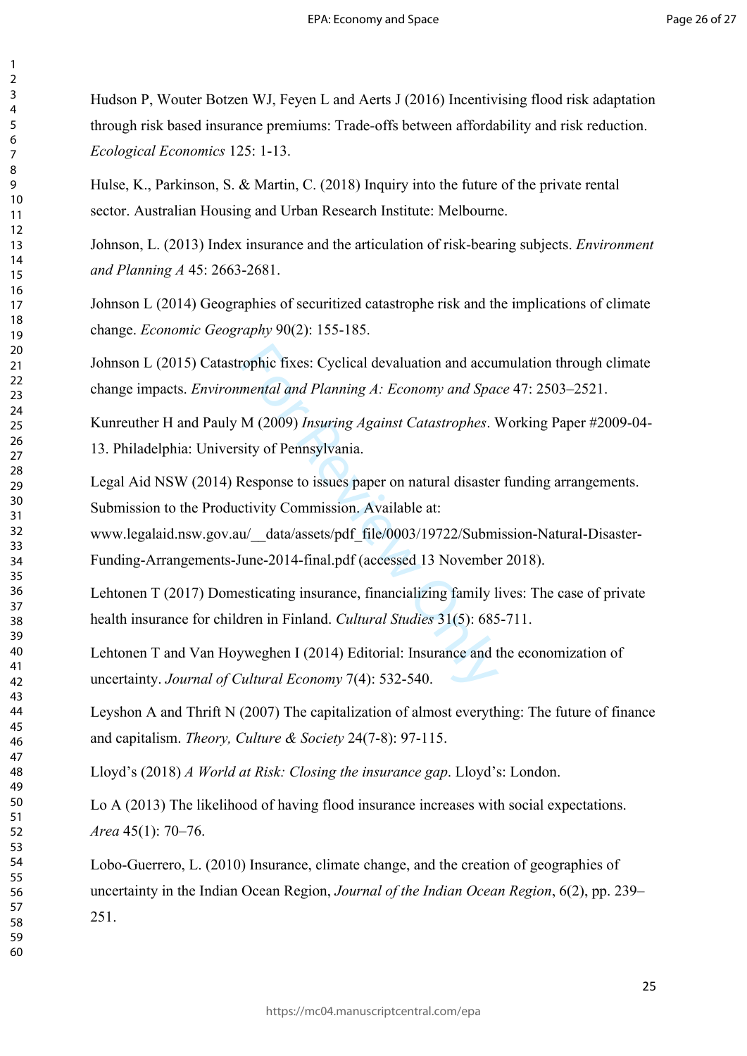Hudson P, Wouter Botzen WJ, Feyen L and Aerts J (2016) Incentivising flood risk adaptation through risk based insurance premiums: Trade-offs between affordability and risk reduction. *Ecological Economics* 125: 1-13.

Hulse, K., Parkinson, S. & Martin, C. (2018) Inquiry into the future of the private rental sector. Australian Housing and Urban Research Institute: Melbourne.

Johnson, L. (2013) Index insurance and the articulation of risk-bearing subjects. *Environment and Planning A* 45: 2663-2681.

Johnson L (2014) Geographies of securitized catastrophe risk and the implications of climate change. *Economic Geography* 90(2): 155-185.

Johnson L (2015) Catastrophic fixes: Cyclical devaluation and accumulation through climate change impacts. *Environmental and Planning A: Economy and Space* 47: 2503–2521.

Kunreuther H and Pauly M (2009) *Insuring Against Catastrophes*. Working Paper #2009-04-13. Philadelphia: University of Pennsylvania.

Legal Aid NSW (2014) Response to issues paper on natural disaster funding arrangements. Submission to the Productivity Commission. Available at: www.legalaid.nsw.gov.au/__data/assets/pdf_file/0003/19722/Submission-Natural-Disaster-Funding-Arrangements-June-2014-final.pdf (accessed 13 November 2018).

Lehtonen T (2017) Domesticating insurance, financializing family lives: The case of private health insurance for children in Finland. *Cultural Studies* 31(5): 685-711.

Lehtonen T and Van Hoyweghen I (2014) Editorial: Insurance and the economization of uncertainty. *Journal of Cultural Economy* 7(4): 532-540.

Leyshon A and Thrift N (2007) The capitalization of almost everything: The future of finance and capitalism. *Theory, Culture & Society* 24(7-8): 97-115.

Lloyd's (2018) *A World at Risk: Closing the insurance gap*. Lloyd's: London.

Lo A (2013) The likelihood of having flood insurance increases with social expectations. *Area* 45(1): 70–76.

Lobo-Guerrero, L. (2010) Insurance, climate change, and the creation of geographies of uncertainty in the Indian Ocean Region, *Journal of the Indian Ocean Region*, 6(2), pp. 239–251.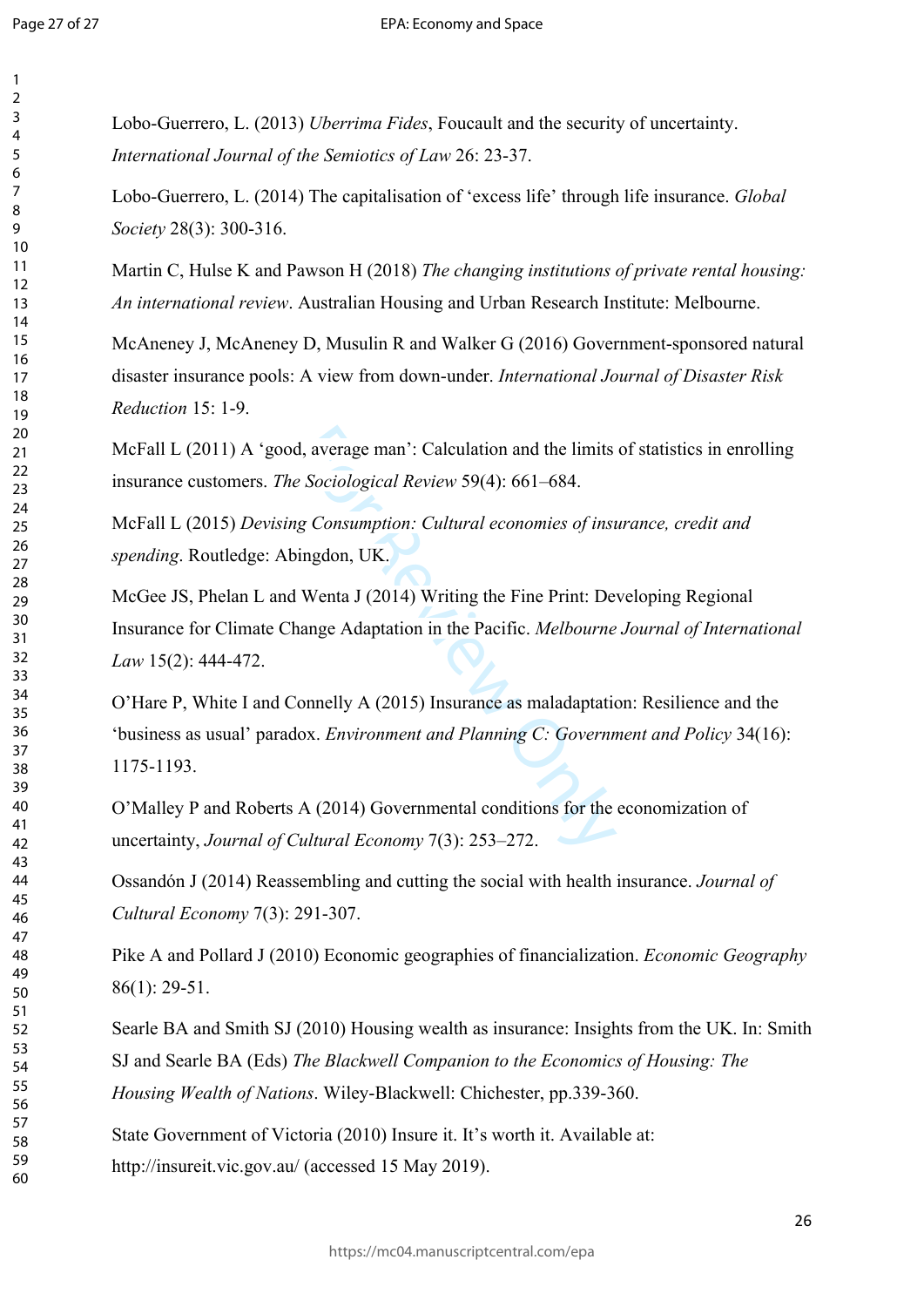Lobo-Guerrero, L. (2013) *Uberrima Fides*, Foucault and the security of uncertainty. *International Journal of the Semiotics of Law* 26: 23-37.

Lobo-Guerrero, L. (2014) The capitalisation of 'excess life' through life insurance. *Global Society* 28(3): 300-316.

Martin C, Hulse K and Pawson H (2018) *The changing institutions of private rental housing: An international review*. Australian Housing and Urban Research Institute: Melbourne.

McAneney J, McAneney D, Musulin R and Walker G (2016) Government-sponsored natural disaster insurance pools: A view from down-under. *International Journal of Disaster Risk Reduction* 15: 1-9.

McFall L (2011) A 'good, average man': Calculation and the limits of statistics in enrolling insurance customers. *The Sociological Review* 59(4): 661–684.

McFall L (2015) *Devising Consumption: Cultural economies of insurance, credit and spending*. Routledge: Abingdon, UK.

McGee JS, Phelan L and Wenta J (2014) Writing the Fine Print: Developing Regional Insurance for Climate Change Adaptation in the Pacific. *Melbourne Journal of International Law* 15(2): 444-472.

O'Hare P, White I and Connelly A (2015) Insurance as maladaptation: Resilience and the 'business as usual' paradox. *Environment and Planning C: Government and Policy* 34(16): 1175-1193.

O'Malley P and Roberts A (2014) Governmental conditions for the economization of uncertainty, *Journal of Cultural Economy* 7(3): 253–272.

Ossandón J (2014) Reassembling and cutting the social with health insurance. *Journal of Cultural Economy* 7(3): 291-307.

Pike A and Pollard J (2010) Economic geographies of financialization. *Economic Geography* 86(1): 29-51.

Searle BA and Smith SJ (2010) Housing wealth as insurance: Insights from the UK. In: Smith SJ and Searle BA (Eds) *The Blackwell Companion to the Economics of Housing: The Housing Wealth of Nations*. Wiley-Blackwell: Chichester, pp.339-360.

State Government of Victoria (2010) Insure it. It's worth it. Available at: http://insureit.vic.gov.au/ (accessed 15 May 2019).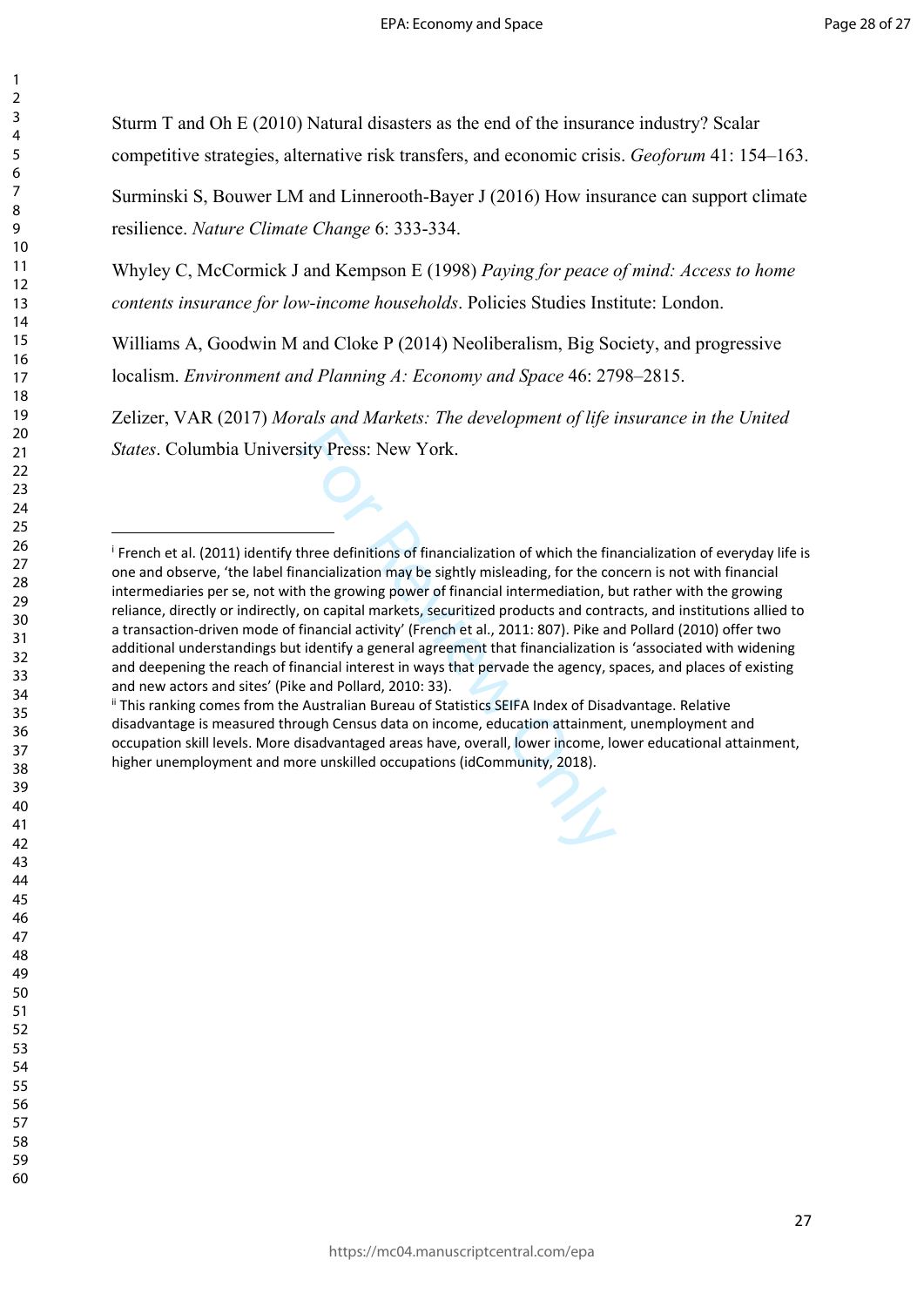Sturm T and Oh E (2010) Natural disasters as the end of the insurance industry? Scalar competitive strategies, alternative risk transfers, and economic crisis. *Geoforum* 41: 154–163.

Surminski S, Bouwer LM and Linnerooth-Bayer J (2016) How insurance can support climate resilience. *Nature Climate Change* 6: 333-334.

Whyley C, McCormick J and Kempson E (1998) *Paying for peace of mind: Access to home contents insurance for low-income households*. Policies Studies Institute: London.

Williams A, Goodwin M and Cloke P (2014) Neoliberalism, Big Society, and progressive localism. *Environment and Planning A: Economy and Space* 46: 2798–2815.

Zelizer, VAR (2017) *Morals and Markets: The development of life insurance in the United States*. Columbia University Press: New York.

---

[i] French et al. (2011) identify three definitions of financialization of which the financialization of everyday life is one and observe, 'the label financialization may be sightly misleading, for the concern is not with financial intermediaries per se, not with the growing power of financial intermediation, but rather with the growing reliance, directly or indirectly, on capital markets, securitized products and contracts, and institutions allied to a transaction-driven mode of financial activity' (French et al., 2011: 807). Pike and Pollard (2010) offer two additional understandings but identify a general agreement that financialization is 'associated with widening and deepening the reach of financial interest in ways that pervade the agency, spaces, and places of existing and new actors and sites' (Pike and Pollard, 2010: 33).

[ii] This ranking comes from the Australian Bureau of Statistics SEIFA Index of Disadvantage. Relative disadvantage is measured through Census data on income, education attainment, unemployment and occupation skill levels. More disadvantaged areas have, overall, lower income, lower educational attainment, higher unemployment and more unskilled occupations (idCommunity, 2018).